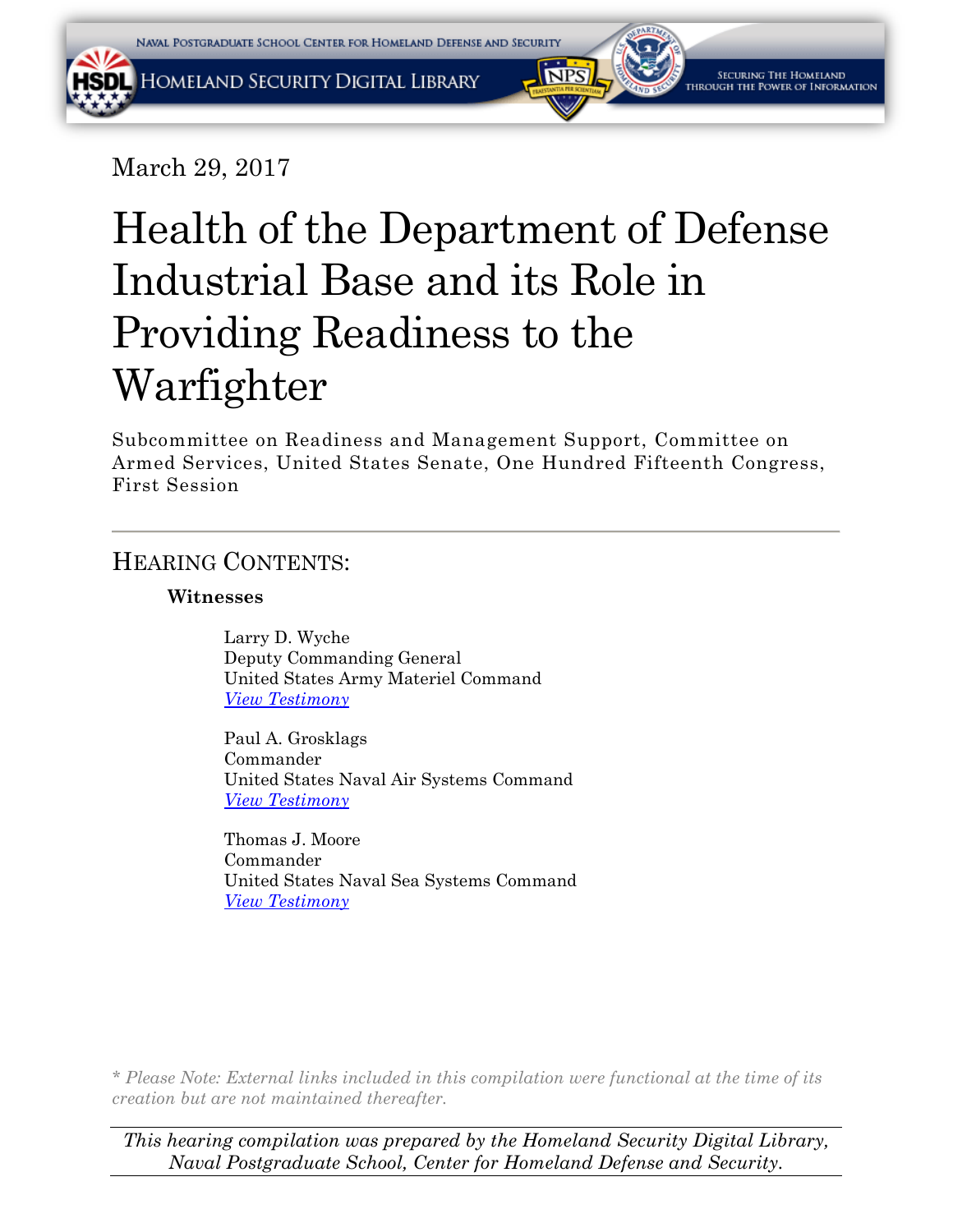March 29, 2017

# Health of the Department of Defense Industrial Base and its Role in Providing Readiness to the Warfighter

Subcommittee on Readiness and Management Support, Committee on Armed Services, United States Senate, One Hundred Fifteenth Congress, First Session

---

## Hearing Contents:

**Witnesses**

Larry D. Wyche
Deputy Commanding General
United States Army Materiel Command
*View Testimony*

Paul A. Grosklags
Commander
United States Naval Air Systems Command
*View Testimony*

Thomas J. Moore
Commander
United States Naval Sea Systems Command
*View Testimony*

*\* Please Note: External links included in this compilation were functional at the time of its creation but are not maintained thereafter.*

*This hearing compilation was prepared by the Homeland Security Digital Library, Naval Postgraduate School, Center for Homeland Defense and Security.*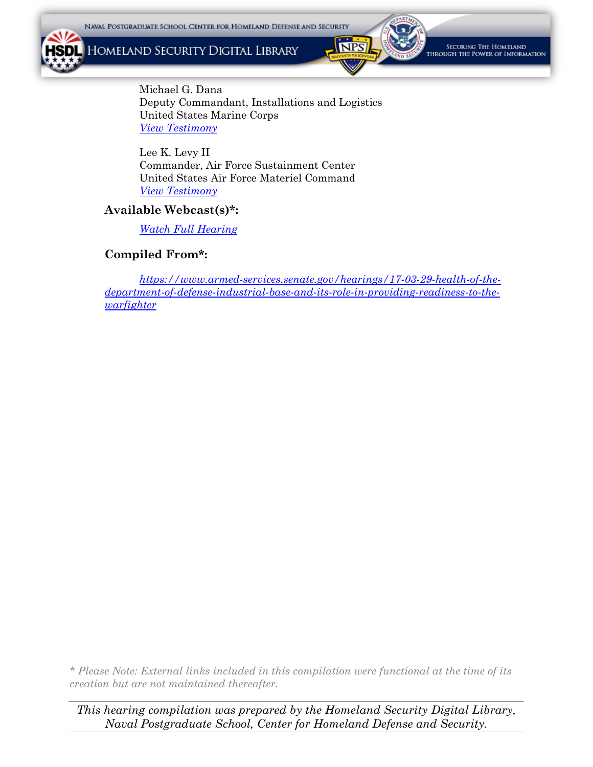Michael G. Dana
Deputy Commandant, Installations and Logistics
United States Marine Corps
*View Testimony*

Lee K. Levy II
Commander, Air Force Sustainment Center
United States Air Force Materiel Command
*View Testimony*

**Available Webcast(s)*:**

*Watch Full Hearing*

**Compiled From*:**

*https://www.armed-services.senate.gov/hearings/17-03-29-health-of-the-department-of-defense-industrial-base-and-its-role-in-providing-readiness-to-the-warfighter*

*\* Please Note: External links included in this compilation were functional at the time of its creation but are not maintained thereafter.*

*This hearing compilation was prepared by the Homeland Security Digital Library, Naval Postgraduate School, Center for Homeland Defense and Security.*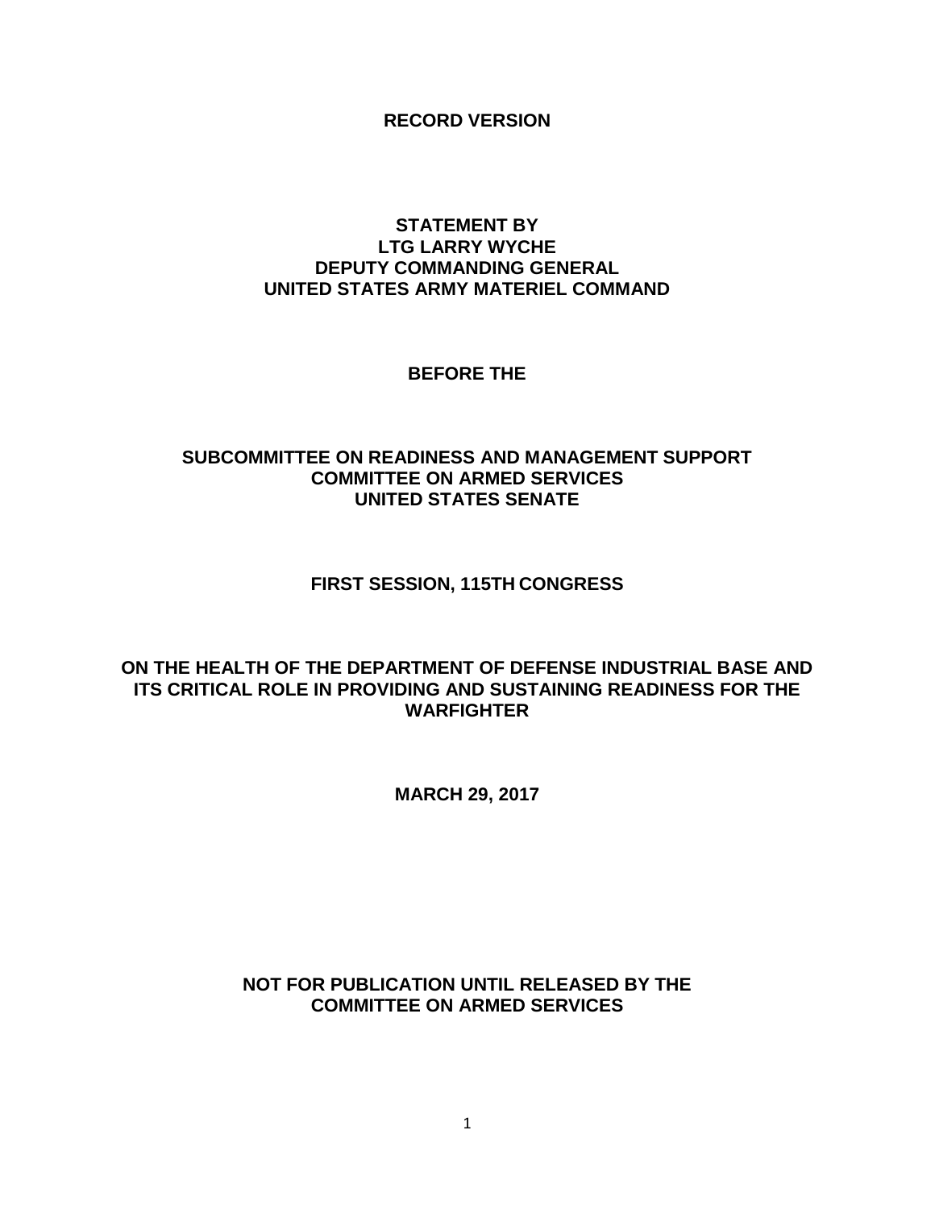**RECORD VERSION**

**STATEMENT BY**
**LTG LARRY WYCHE**
**DEPUTY COMMANDING GENERAL**
**UNITED STATES ARMY MATERIEL COMMAND**

**BEFORE THE**

**SUBCOMMITTEE ON READINESS AND MANAGEMENT SUPPORT**
**COMMITTEE ON ARMED SERVICES**
**UNITED STATES SENATE**

**FIRST SESSION, 115TH CONGRESS**

**ON THE HEALTH OF THE DEPARTMENT OF DEFENSE INDUSTRIAL BASE AND ITS CRITICAL ROLE IN PROVIDING AND SUSTAINING READINESS FOR THE WARFIGHTER**

**MARCH 29, 2017**

**NOT FOR PUBLICATION UNTIL RELEASED BY THE COMMITTEE ON ARMED SERVICES**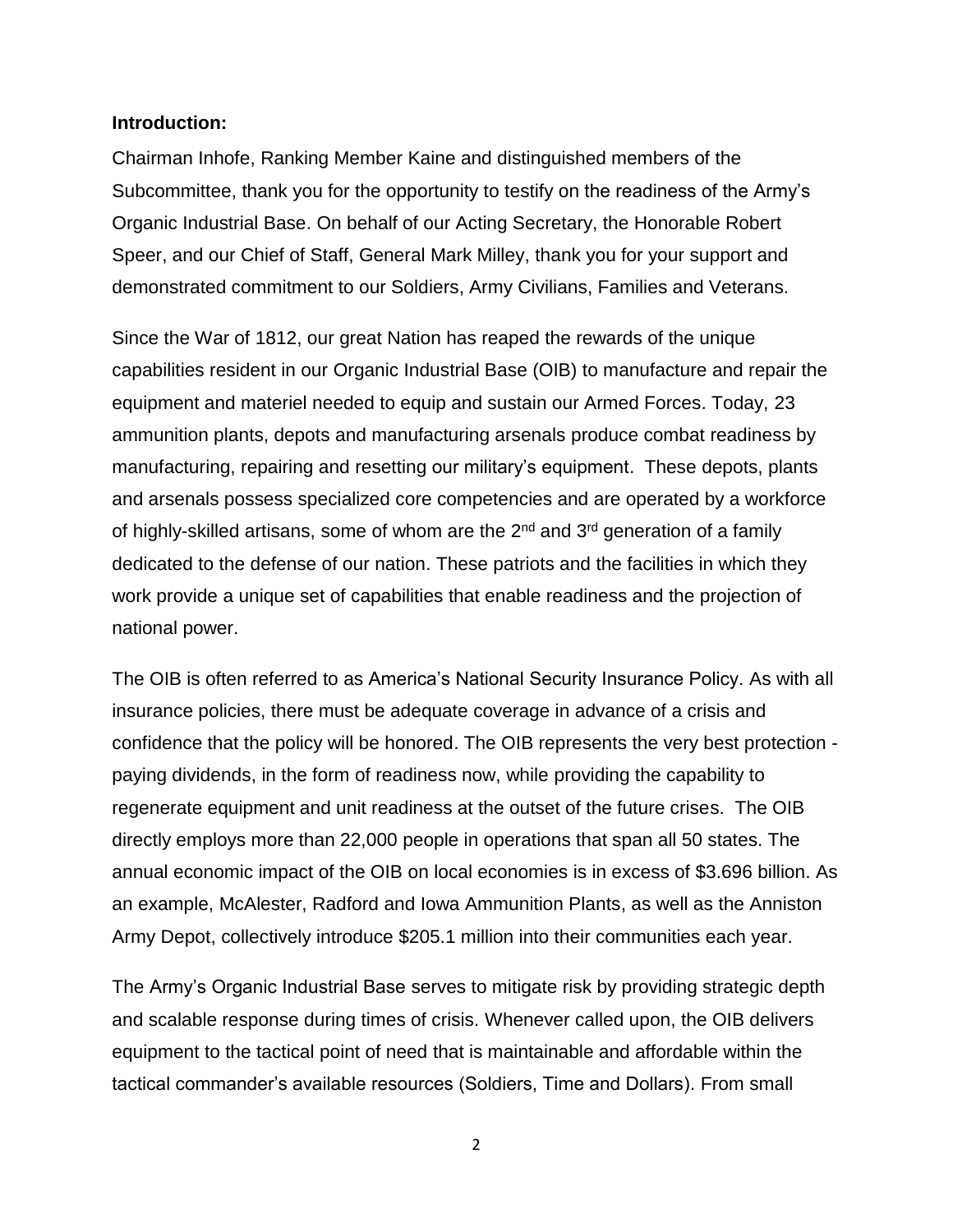**Introduction:**

Chairman Inhofe, Ranking Member Kaine and distinguished members of the Subcommittee, thank you for the opportunity to testify on the readiness of the Army's Organic Industrial Base. On behalf of our Acting Secretary, the Honorable Robert Speer, and our Chief of Staff, General Mark Milley, thank you for your support and demonstrated commitment to our Soldiers, Army Civilians, Families and Veterans.

Since the War of 1812, our great Nation has reaped the rewards of the unique capabilities resident in our Organic Industrial Base (OIB) to manufacture and repair the equipment and materiel needed to equip and sustain our Armed Forces. Today, 23 ammunition plants, depots and manufacturing arsenals produce combat readiness by manufacturing, repairing and resetting our military's equipment. These depots, plants and arsenals possess specialized core competencies and are operated by a workforce of highly-skilled artisans, some of whom are the 2nd and 3rd generation of a family dedicated to the defense of our nation. These patriots and the facilities in which they work provide a unique set of capabilities that enable readiness and the projection of national power.

The OIB is often referred to as America's National Security Insurance Policy. As with all insurance policies, there must be adequate coverage in advance of a crisis and confidence that the policy will be honored. The OIB represents the very best protection - paying dividends, in the form of readiness now, while providing the capability to regenerate equipment and unit readiness at the outset of the future crises. The OIB directly employs more than 22,000 people in operations that span all 50 states. The annual economic impact of the OIB on local economies is in excess of $3.696 billion. As an example, McAlester, Radford and Iowa Ammunition Plants, as well as the Anniston Army Depot, collectively introduce $205.1 million into their communities each year.

The Army's Organic Industrial Base serves to mitigate risk by providing strategic depth and scalable response during times of crisis. Whenever called upon, the OIB delivers equipment to the tactical point of need that is maintainable and affordable within the tactical commander's available resources (Soldiers, Time and Dollars). From small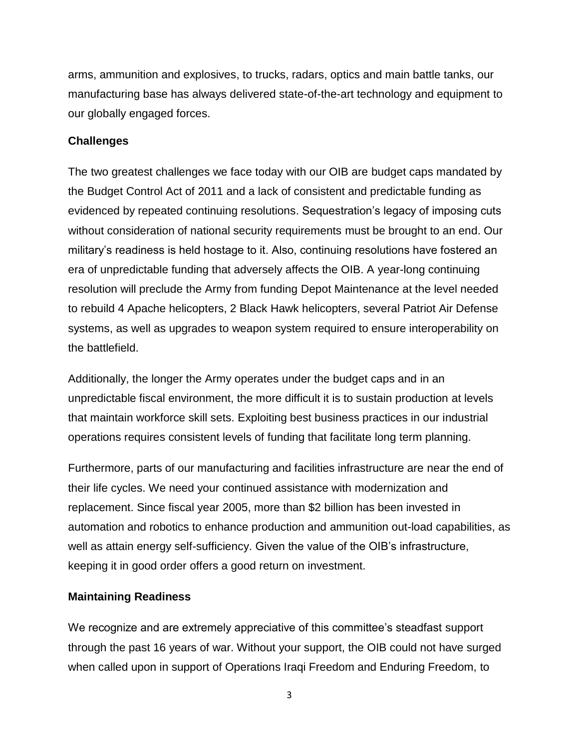arms, ammunition and explosives, to trucks, radars, optics and main battle tanks, our manufacturing base has always delivered state-of-the-art technology and equipment to our globally engaged forces.

**Challenges**

The two greatest challenges we face today with our OIB are budget caps mandated by the Budget Control Act of 2011 and a lack of consistent and predictable funding as evidenced by repeated continuing resolutions. Sequestration's legacy of imposing cuts without consideration of national security requirements must be brought to an end. Our military's readiness is held hostage to it. Also, continuing resolutions have fostered an era of unpredictable funding that adversely affects the OIB. A year-long continuing resolution will preclude the Army from funding Depot Maintenance at the level needed to rebuild 4 Apache helicopters, 2 Black Hawk helicopters, several Patriot Air Defense systems, as well as upgrades to weapon system required to ensure interoperability on the battlefield.

Additionally, the longer the Army operates under the budget caps and in an unpredictable fiscal environment, the more difficult it is to sustain production at levels that maintain workforce skill sets. Exploiting best business practices in our industrial operations requires consistent levels of funding that facilitate long term planning.

Furthermore, parts of our manufacturing and facilities infrastructure are near the end of their life cycles. We need your continued assistance with modernization and replacement. Since fiscal year 2005, more than $2 billion has been invested in automation and robotics to enhance production and ammunition out-load capabilities, as well as attain energy self-sufficiency. Given the value of the OIB's infrastructure, keeping it in good order offers a good return on investment.

**Maintaining Readiness**

We recognize and are extremely appreciative of this committee's steadfast support through the past 16 years of war. Without your support, the OIB could not have surged when called upon in support of Operations Iraqi Freedom and Enduring Freedom, to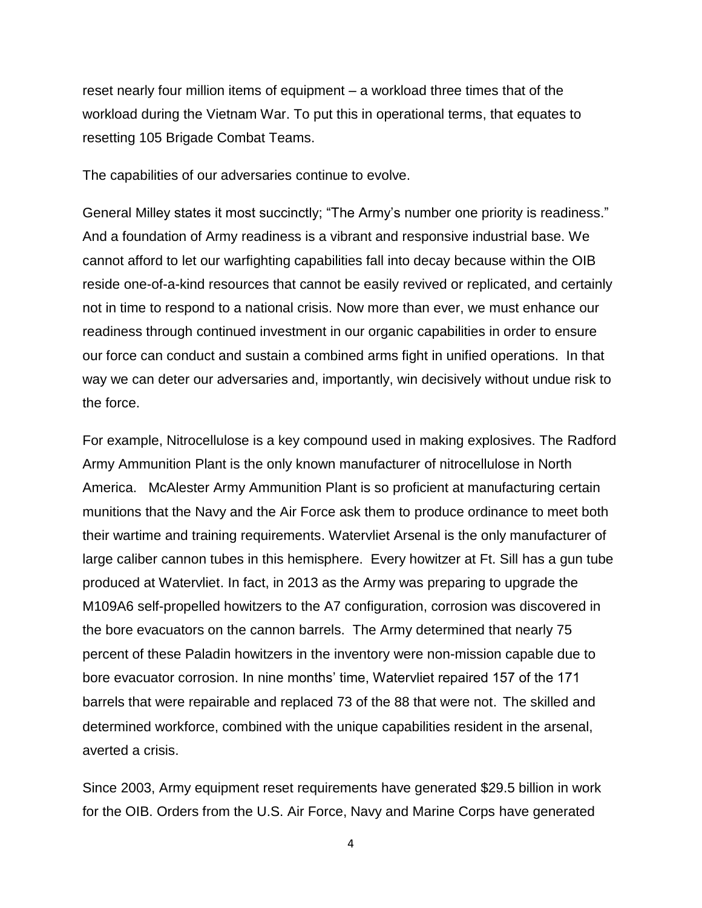reset nearly four million items of equipment – a workload three times that of the workload during the Vietnam War. To put this in operational terms, that equates to resetting 105 Brigade Combat Teams.

The capabilities of our adversaries continue to evolve.

General Milley states it most succinctly; "The Army's number one priority is readiness." And a foundation of Army readiness is a vibrant and responsive industrial base. We cannot afford to let our warfighting capabilities fall into decay because within the OIB reside one-of-a-kind resources that cannot be easily revived or replicated, and certainly not in time to respond to a national crisis. Now more than ever, we must enhance our readiness through continued investment in our organic capabilities in order to ensure our force can conduct and sustain a combined arms fight in unified operations. In that way we can deter our adversaries and, importantly, win decisively without undue risk to the force.

For example, Nitrocellulose is a key compound used in making explosives. The Radford Army Ammunition Plant is the only known manufacturer of nitrocellulose in North America. McAlester Army Ammunition Plant is so proficient at manufacturing certain munitions that the Navy and the Air Force ask them to produce ordinance to meet both their wartime and training requirements. Watervliet Arsenal is the only manufacturer of large caliber cannon tubes in this hemisphere. Every howitzer at Ft. Sill has a gun tube produced at Watervliet. In fact, in 2013 as the Army was preparing to upgrade the M109A6 self-propelled howitzers to the A7 configuration, corrosion was discovered in the bore evacuators on the cannon barrels. The Army determined that nearly 75 percent of these Paladin howitzers in the inventory were non-mission capable due to bore evacuator corrosion. In nine months' time, Watervliet repaired 157 of the 171 barrels that were repairable and replaced 73 of the 88 that were not. The skilled and determined workforce, combined with the unique capabilities resident in the arsenal, averted a crisis.

Since 2003, Army equipment reset requirements have generated $29.5 billion in work for the OIB. Orders from the U.S. Air Force, Navy and Marine Corps have generated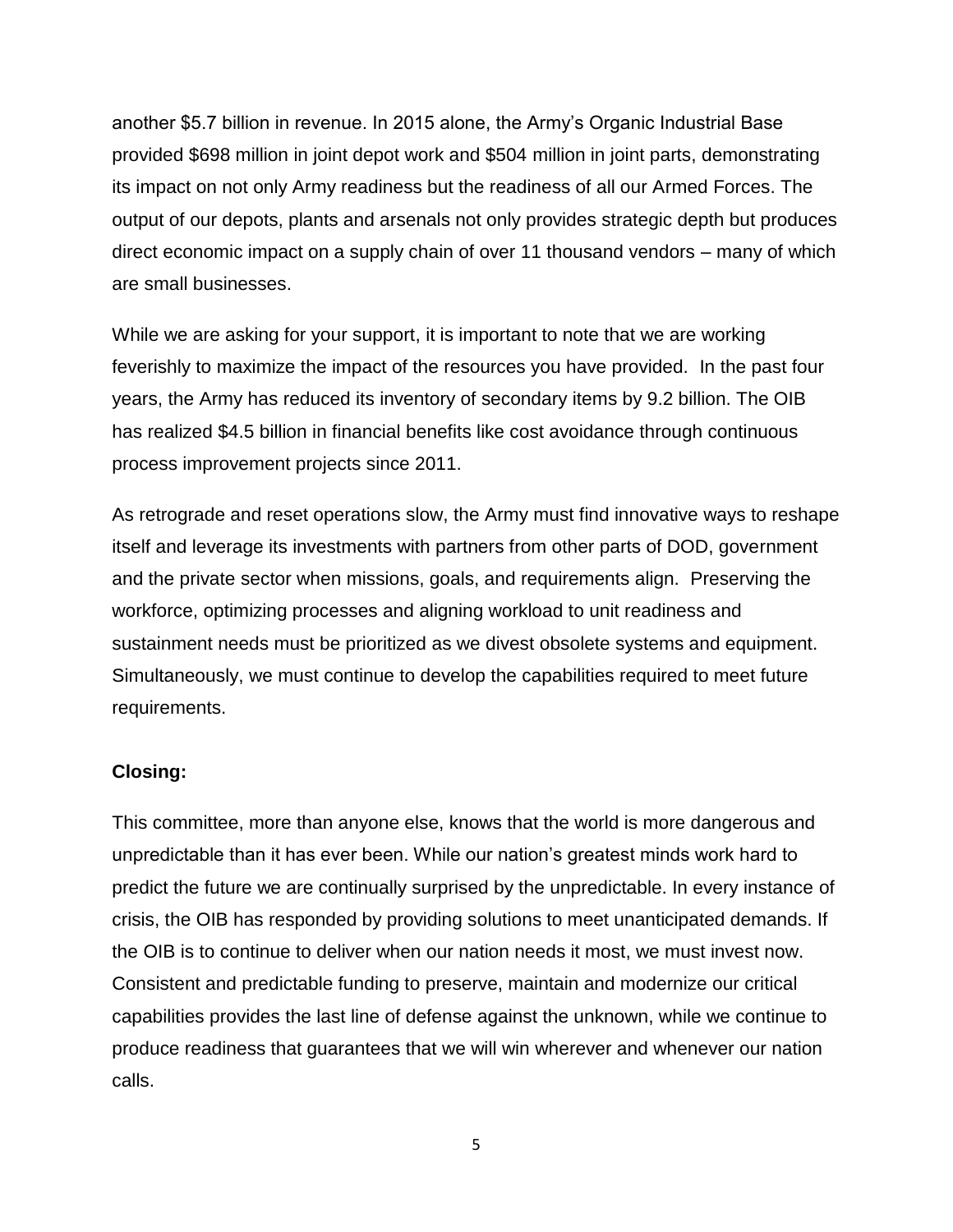another $5.7 billion in revenue. In 2015 alone, the Army's Organic Industrial Base provided $698 million in joint depot work and $504 million in joint parts, demonstrating its impact on not only Army readiness but the readiness of all our Armed Forces. The output of our depots, plants and arsenals not only provides strategic depth but produces direct economic impact on a supply chain of over 11 thousand vendors – many of which are small businesses.

While we are asking for your support, it is important to note that we are working feverishly to maximize the impact of the resources you have provided. In the past four years, the Army has reduced its inventory of secondary items by 9.2 billion. The OIB has realized $4.5 billion in financial benefits like cost avoidance through continuous process improvement projects since 2011.

As retrograde and reset operations slow, the Army must find innovative ways to reshape itself and leverage its investments with partners from other parts of DOD, government and the private sector when missions, goals, and requirements align. Preserving the workforce, optimizing processes and aligning workload to unit readiness and sustainment needs must be prioritized as we divest obsolete systems and equipment. Simultaneously, we must continue to develop the capabilities required to meet future requirements.

**Closing:**

This committee, more than anyone else, knows that the world is more dangerous and unpredictable than it has ever been. While our nation's greatest minds work hard to predict the future we are continually surprised by the unpredictable. In every instance of crisis, the OIB has responded by providing solutions to meet unanticipated demands. If the OIB is to continue to deliver when our nation needs it most, we must invest now. Consistent and predictable funding to preserve, maintain and modernize our critical capabilities provides the last line of defense against the unknown, while we continue to produce readiness that guarantees that we will win wherever and whenever our nation calls.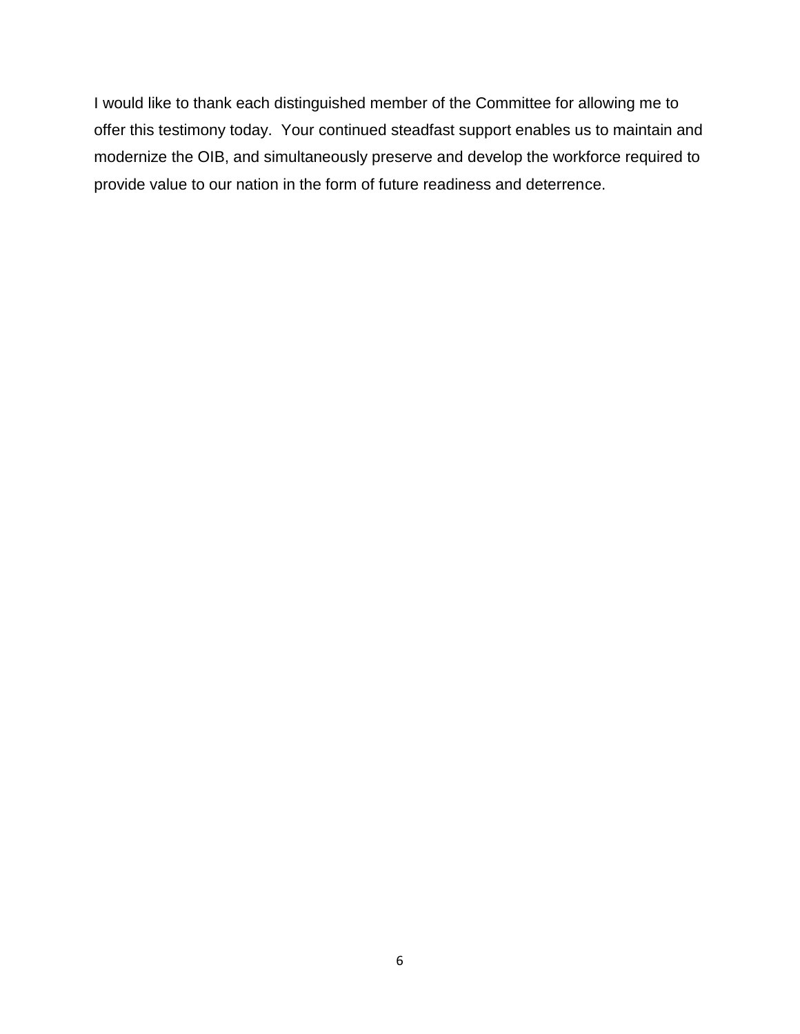I would like to thank each distinguished member of the Committee for allowing me to offer this testimony today. Your continued steadfast support enables us to maintain and modernize the OIB, and simultaneously preserve and develop the workforce required to provide value to our nation in the form of future readiness and deterrence.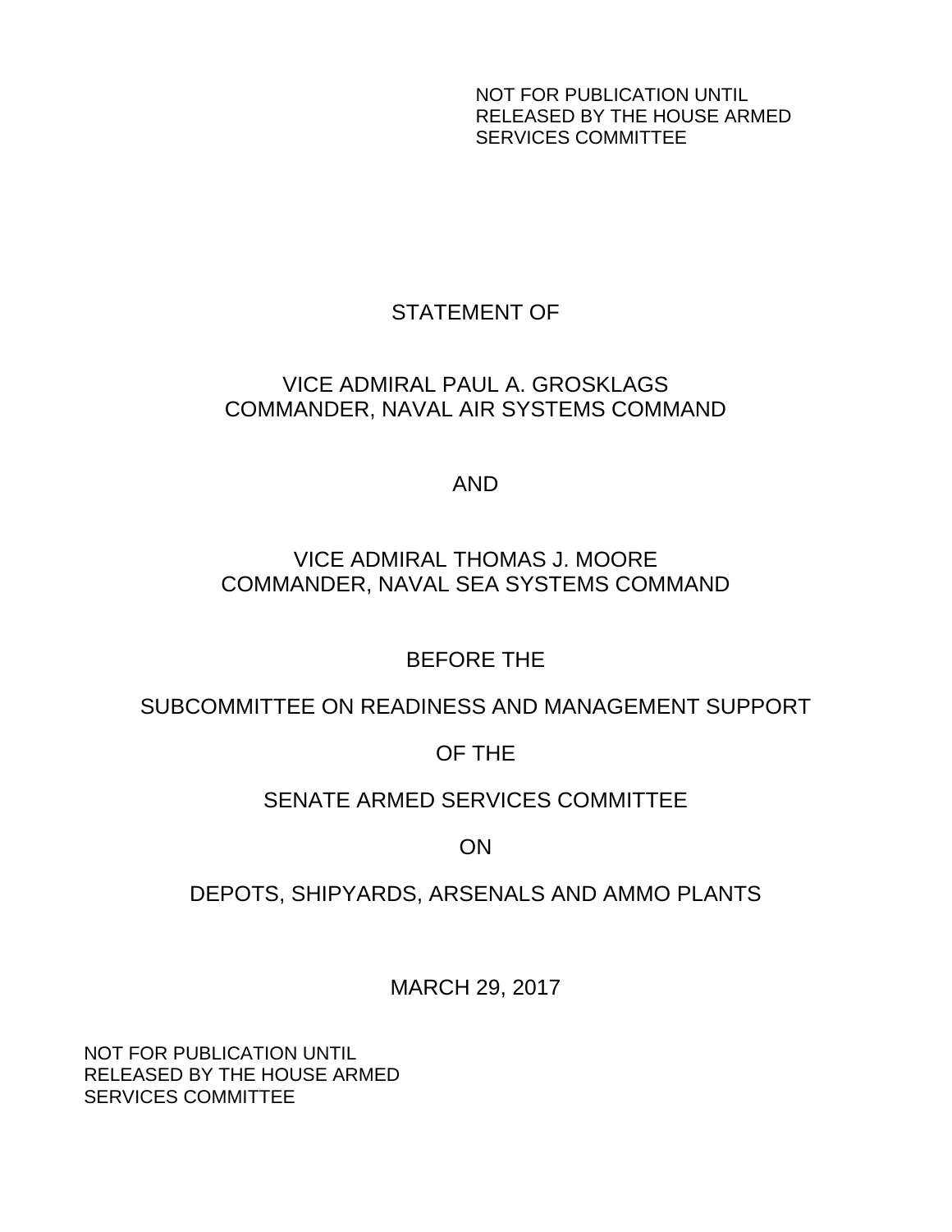NOT FOR PUBLICATION UNTIL
RELEASED BY THE HOUSE ARMED
SERVICES COMMITTEE

STATEMENT OF

VICE ADMIRAL PAUL A. GROSKLAGS
COMMANDER, NAVAL AIR SYSTEMS COMMAND

AND

VICE ADMIRAL THOMAS J. MOORE
COMMANDER, NAVAL SEA SYSTEMS COMMAND

BEFORE THE

SUBCOMMITTEE ON READINESS AND MANAGEMENT SUPPORT

OF THE

SENATE ARMED SERVICES COMMITTEE

ON

DEPOTS, SHIPYARDS, ARSENALS AND AMMO PLANTS

MARCH 29, 2017

NOT FOR PUBLICATION UNTIL
RELEASED BY THE HOUSE ARMED
SERVICES COMMITTEE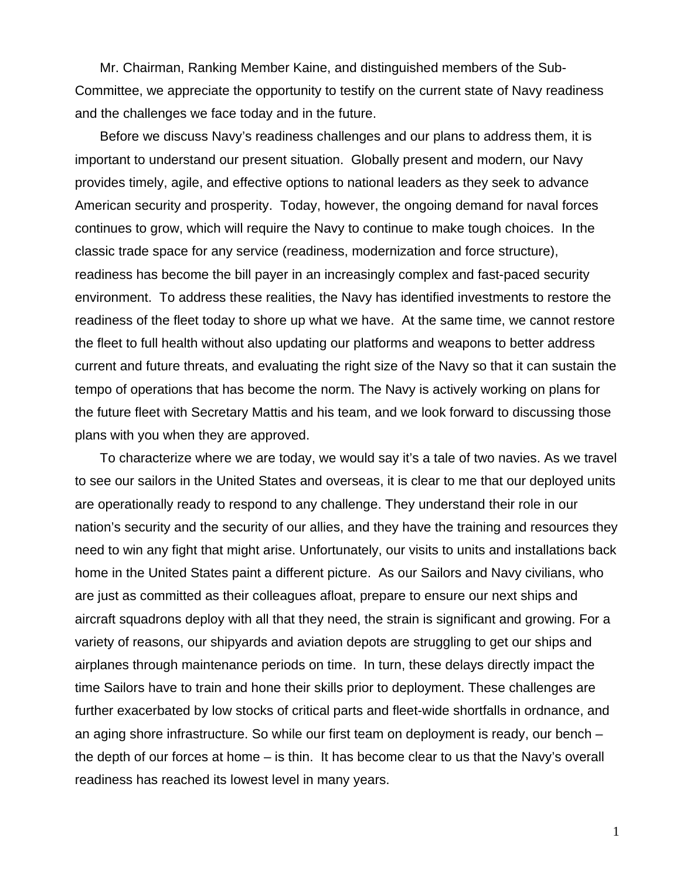Mr. Chairman, Ranking Member Kaine, and distinguished members of the Sub-Committee, we appreciate the opportunity to testify on the current state of Navy readiness and the challenges we face today and in the future.

Before we discuss Navy's readiness challenges and our plans to address them, it is important to understand our present situation. Globally present and modern, our Navy provides timely, agile, and effective options to national leaders as they seek to advance American security and prosperity. Today, however, the ongoing demand for naval forces continues to grow, which will require the Navy to continue to make tough choices. In the classic trade space for any service (readiness, modernization and force structure), readiness has become the bill payer in an increasingly complex and fast-paced security environment. To address these realities, the Navy has identified investments to restore the readiness of the fleet today to shore up what we have. At the same time, we cannot restore the fleet to full health without also updating our platforms and weapons to better address current and future threats, and evaluating the right size of the Navy so that it can sustain the tempo of operations that has become the norm. The Navy is actively working on plans for the future fleet with Secretary Mattis and his team, and we look forward to discussing those plans with you when they are approved.

To characterize where we are today, we would say it's a tale of two navies. As we travel to see our sailors in the United States and overseas, it is clear to me that our deployed units are operationally ready to respond to any challenge. They understand their role in our nation's security and the security of our allies, and they have the training and resources they need to win any fight that might arise. Unfortunately, our visits to units and installations back home in the United States paint a different picture. As our Sailors and Navy civilians, who are just as committed as their colleagues afloat, prepare to ensure our next ships and aircraft squadrons deploy with all that they need, the strain is significant and growing. For a variety of reasons, our shipyards and aviation depots are struggling to get our ships and airplanes through maintenance periods on time. In turn, these delays directly impact the time Sailors have to train and hone their skills prior to deployment. These challenges are further exacerbated by low stocks of critical parts and fleet-wide shortfalls in ordnance, and an aging shore infrastructure. So while our first team on deployment is ready, our bench – the depth of our forces at home – is thin. It has become clear to us that the Navy's overall readiness has reached its lowest level in many years.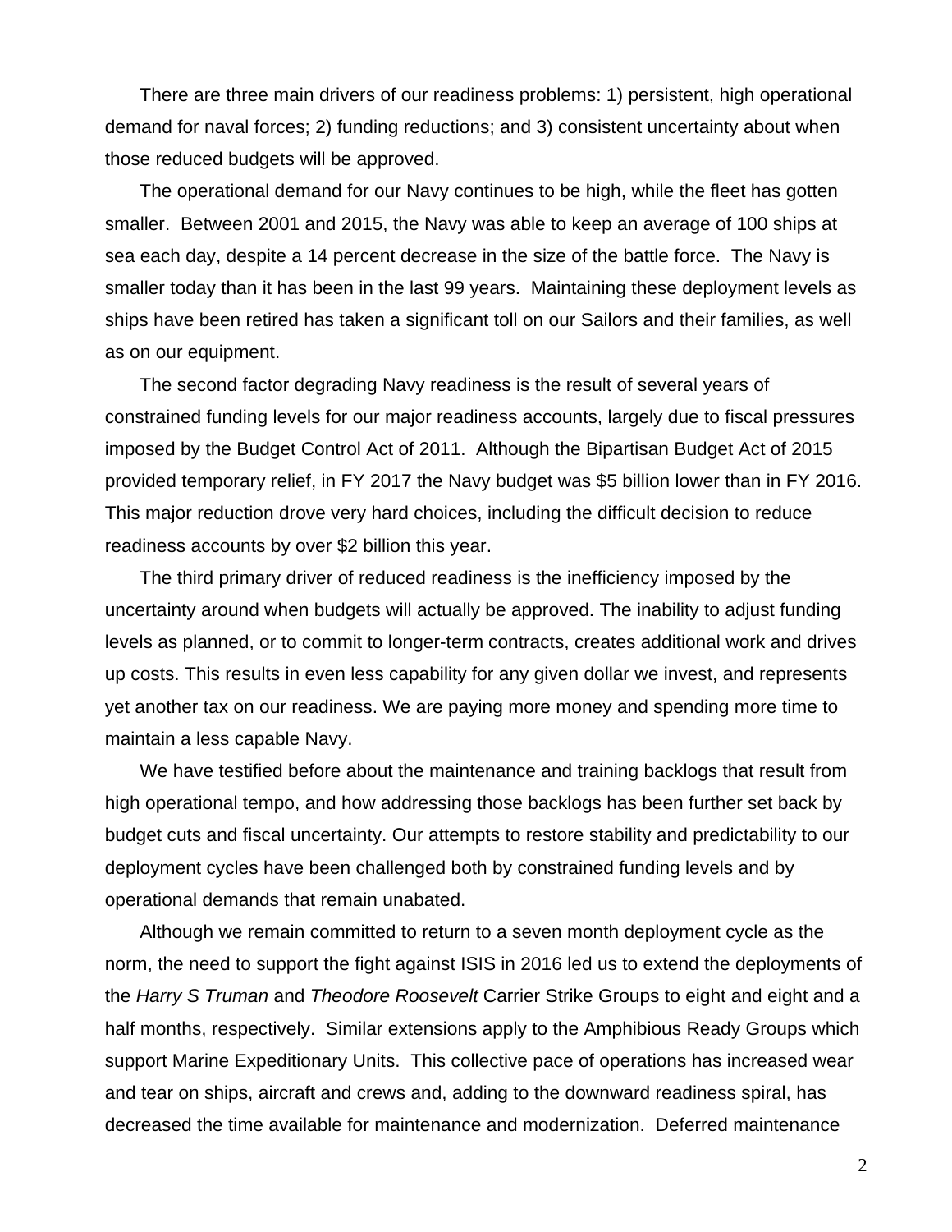There are three main drivers of our readiness problems: 1) persistent, high operational demand for naval forces; 2) funding reductions; and 3) consistent uncertainty about when those reduced budgets will be approved.

The operational demand for our Navy continues to be high, while the fleet has gotten smaller. Between 2001 and 2015, the Navy was able to keep an average of 100 ships at sea each day, despite a 14 percent decrease in the size of the battle force. The Navy is smaller today than it has been in the last 99 years. Maintaining these deployment levels as ships have been retired has taken a significant toll on our Sailors and their families, as well as on our equipment.

The second factor degrading Navy readiness is the result of several years of constrained funding levels for our major readiness accounts, largely due to fiscal pressures imposed by the Budget Control Act of 2011. Although the Bipartisan Budget Act of 2015 provided temporary relief, in FY 2017 the Navy budget was $5 billion lower than in FY 2016. This major reduction drove very hard choices, including the difficult decision to reduce readiness accounts by over $2 billion this year.

The third primary driver of reduced readiness is the inefficiency imposed by the uncertainty around when budgets will actually be approved. The inability to adjust funding levels as planned, or to commit to longer-term contracts, creates additional work and drives up costs. This results in even less capability for any given dollar we invest, and represents yet another tax on our readiness. We are paying more money and spending more time to maintain a less capable Navy.

We have testified before about the maintenance and training backlogs that result from high operational tempo, and how addressing those backlogs has been further set back by budget cuts and fiscal uncertainty. Our attempts to restore stability and predictability to our deployment cycles have been challenged both by constrained funding levels and by operational demands that remain unabated.

Although we remain committed to return to a seven month deployment cycle as the norm, the need to support the fight against ISIS in 2016 led us to extend the deployments of the *Harry S Truman* and *Theodore Roosevelt* Carrier Strike Groups to eight and eight and a half months, respectively. Similar extensions apply to the Amphibious Ready Groups which support Marine Expeditionary Units. This collective pace of operations has increased wear and tear on ships, aircraft and crews and, adding to the downward readiness spiral, has decreased the time available for maintenance and modernization. Deferred maintenance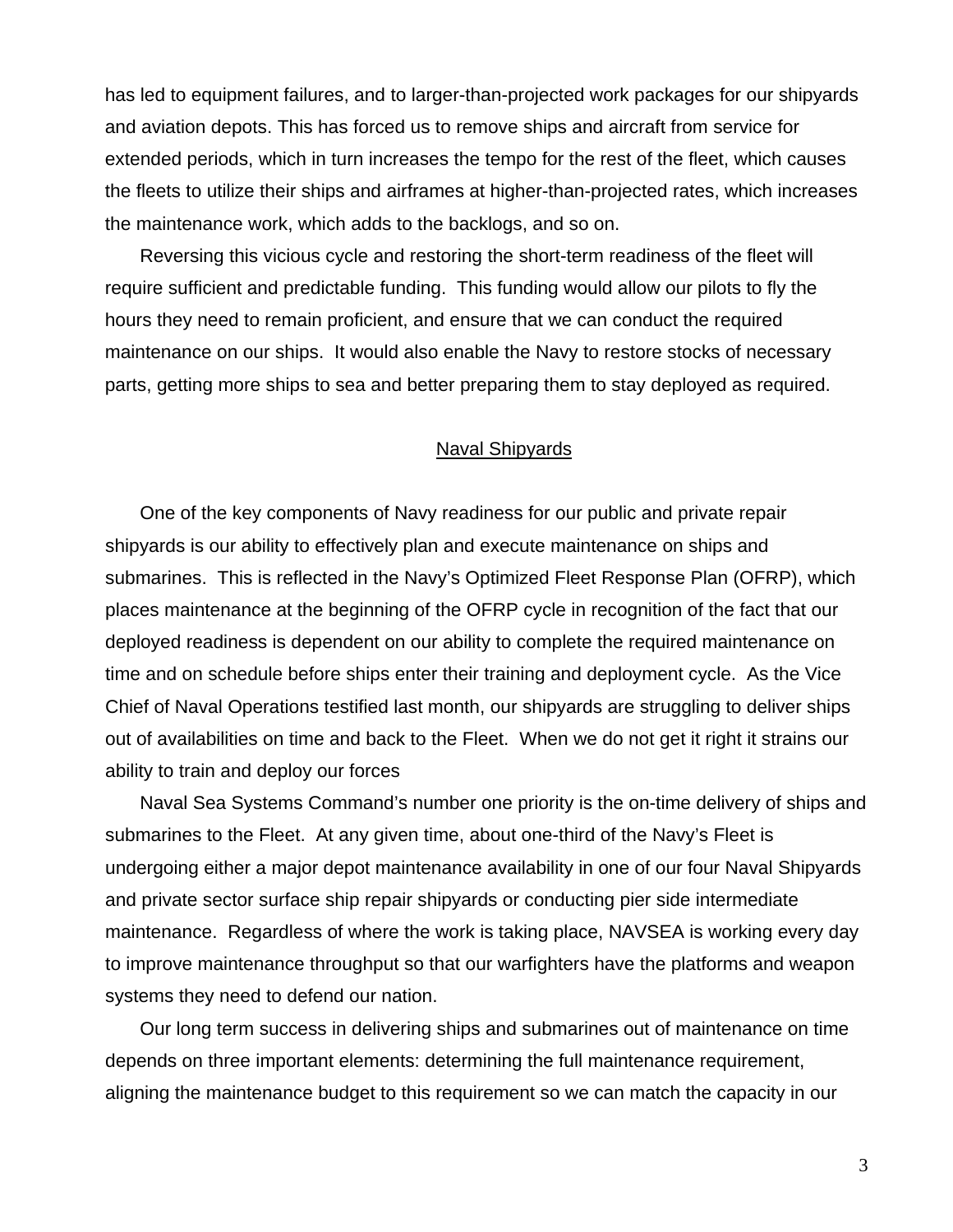has led to equipment failures, and to larger-than-projected work packages for our shipyards and aviation depots. This has forced us to remove ships and aircraft from service for extended periods, which in turn increases the tempo for the rest of the fleet, which causes the fleets to utilize their ships and airframes at higher-than-projected rates, which increases the maintenance work, which adds to the backlogs, and so on.

Reversing this vicious cycle and restoring the short-term readiness of the fleet will require sufficient and predictable funding. This funding would allow our pilots to fly the hours they need to remain proficient, and ensure that we can conduct the required maintenance on our ships. It would also enable the Navy to restore stocks of necessary parts, getting more ships to sea and better preparing them to stay deployed as required.

## Naval Shipyards

One of the key components of Navy readiness for our public and private repair shipyards is our ability to effectively plan and execute maintenance on ships and submarines. This is reflected in the Navy's Optimized Fleet Response Plan (OFRP), which places maintenance at the beginning of the OFRP cycle in recognition of the fact that our deployed readiness is dependent on our ability to complete the required maintenance on time and on schedule before ships enter their training and deployment cycle. As the Vice Chief of Naval Operations testified last month, our shipyards are struggling to deliver ships out of availabilities on time and back to the Fleet. When we do not get it right it strains our ability to train and deploy our forces

Naval Sea Systems Command's number one priority is the on-time delivery of ships and submarines to the Fleet. At any given time, about one-third of the Navy's Fleet is undergoing either a major depot maintenance availability in one of our four Naval Shipyards and private sector surface ship repair shipyards or conducting pier side intermediate maintenance. Regardless of where the work is taking place, NAVSEA is working every day to improve maintenance throughput so that our warfighters have the platforms and weapon systems they need to defend our nation.

Our long term success in delivering ships and submarines out of maintenance on time depends on three important elements: determining the full maintenance requirement, aligning the maintenance budget to this requirement so we can match the capacity in our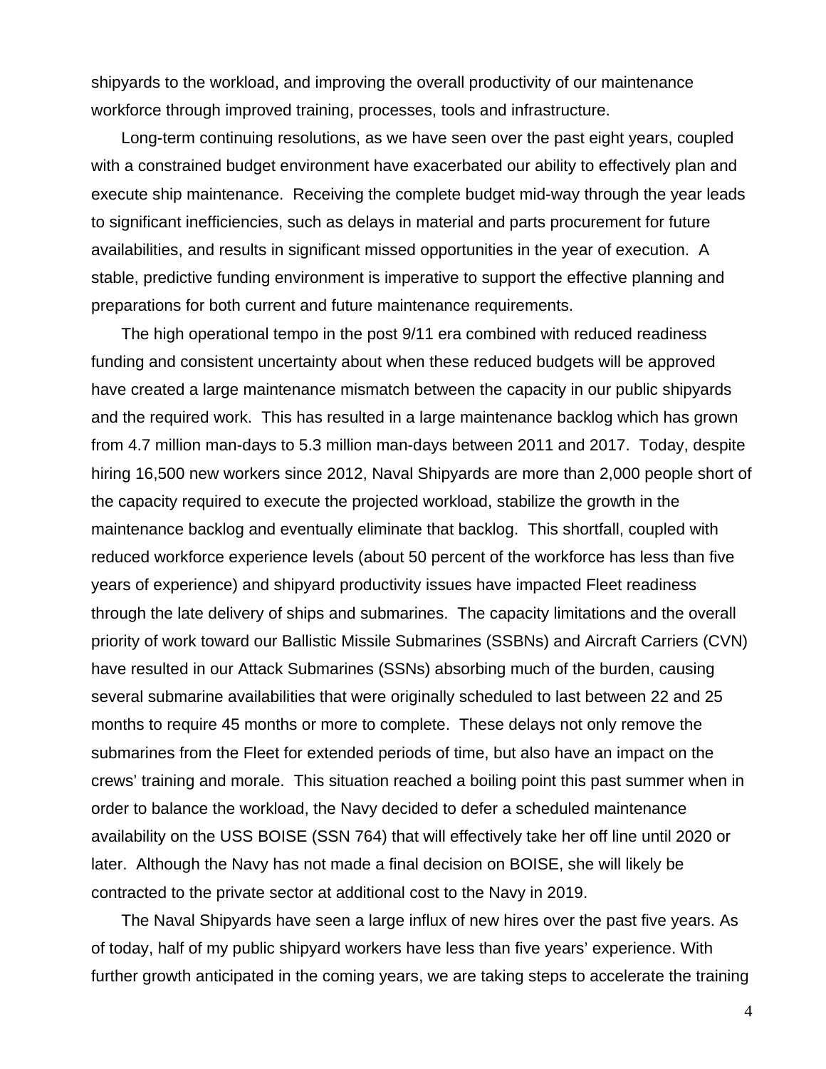shipyards to the workload, and improving the overall productivity of our maintenance workforce through improved training, processes, tools and infrastructure.

Long-term continuing resolutions, as we have seen over the past eight years, coupled with a constrained budget environment have exacerbated our ability to effectively plan and execute ship maintenance. Receiving the complete budget mid-way through the year leads to significant inefficiencies, such as delays in material and parts procurement for future availabilities, and results in significant missed opportunities in the year of execution. A stable, predictive funding environment is imperative to support the effective planning and preparations for both current and future maintenance requirements.

The high operational tempo in the post 9/11 era combined with reduced readiness funding and consistent uncertainty about when these reduced budgets will be approved have created a large maintenance mismatch between the capacity in our public shipyards and the required work. This has resulted in a large maintenance backlog which has grown from 4.7 million man-days to 5.3 million man-days between 2011 and 2017. Today, despite hiring 16,500 new workers since 2012, Naval Shipyards are more than 2,000 people short of the capacity required to execute the projected workload, stabilize the growth in the maintenance backlog and eventually eliminate that backlog. This shortfall, coupled with reduced workforce experience levels (about 50 percent of the workforce has less than five years of experience) and shipyard productivity issues have impacted Fleet readiness through the late delivery of ships and submarines. The capacity limitations and the overall priority of work toward our Ballistic Missile Submarines (SSBNs) and Aircraft Carriers (CVN) have resulted in our Attack Submarines (SSNs) absorbing much of the burden, causing several submarine availabilities that were originally scheduled to last between 22 and 25 months to require 45 months or more to complete. These delays not only remove the submarines from the Fleet for extended periods of time, but also have an impact on the crews' training and morale. This situation reached a boiling point this past summer when in order to balance the workload, the Navy decided to defer a scheduled maintenance availability on the USS BOISE (SSN 764) that will effectively take her off line until 2020 or later. Although the Navy has not made a final decision on BOISE, she will likely be contracted to the private sector at additional cost to the Navy in 2019.

The Naval Shipyards have seen a large influx of new hires over the past five years. As of today, half of my public shipyard workers have less than five years' experience. With further growth anticipated in the coming years, we are taking steps to accelerate the training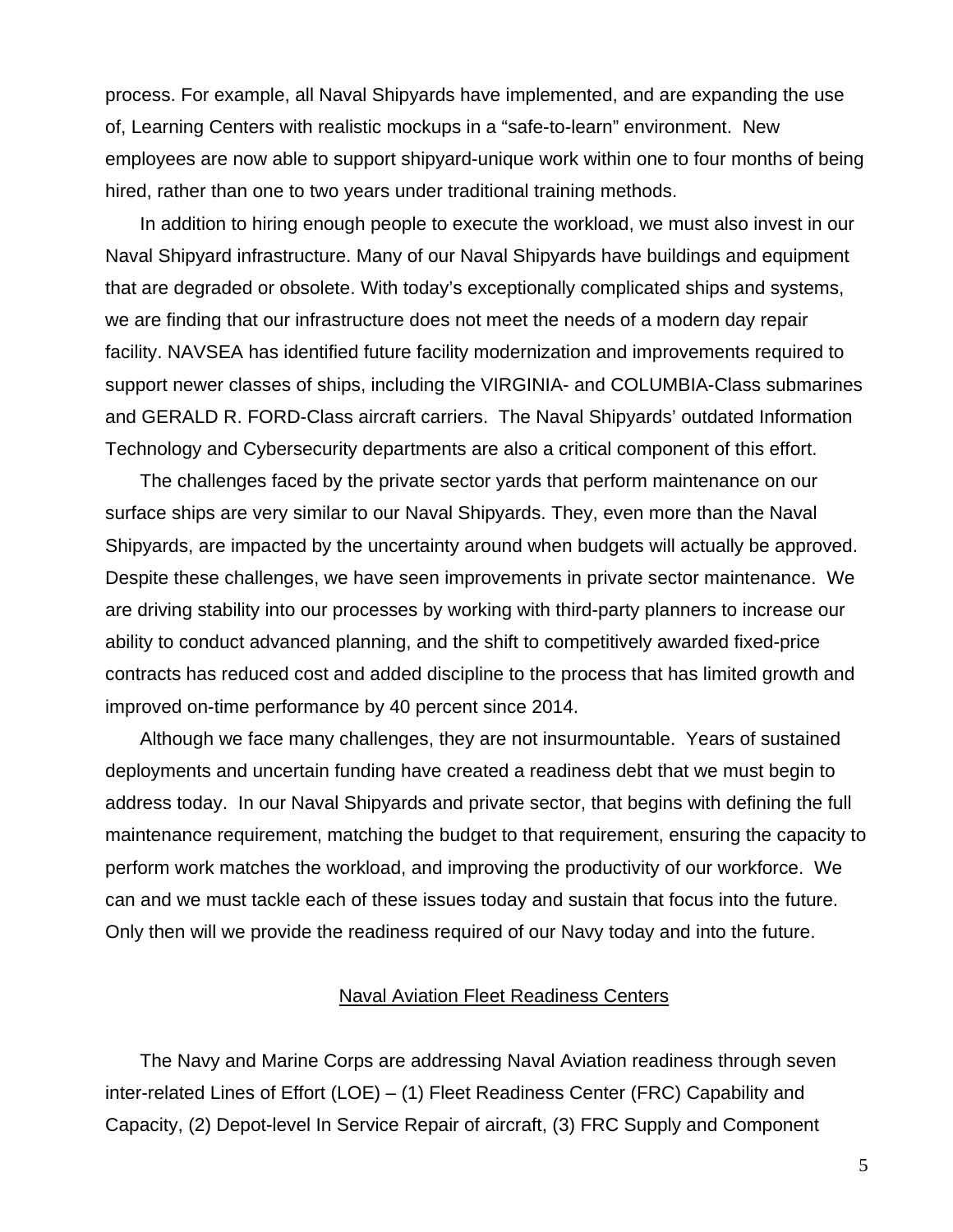process. For example, all Naval Shipyards have implemented, and are expanding the use of, Learning Centers with realistic mockups in a “safe-to-learn” environment. New employees are now able to support shipyard-unique work within one to four months of being hired, rather than one to two years under traditional training methods.

In addition to hiring enough people to execute the workload, we must also invest in our Naval Shipyard infrastructure. Many of our Naval Shipyards have buildings and equipment that are degraded or obsolete. With today’s exceptionally complicated ships and systems, we are finding that our infrastructure does not meet the needs of a modern day repair facility. NAVSEA has identified future facility modernization and improvements required to support newer classes of ships, including the VIRGINIA- and COLUMBIA-Class submarines and GERALD R. FORD-Class aircraft carriers. The Naval Shipyards’ outdated Information Technology and Cybersecurity departments are also a critical component of this effort.

The challenges faced by the private sector yards that perform maintenance on our surface ships are very similar to our Naval Shipyards. They, even more than the Naval Shipyards, are impacted by the uncertainty around when budgets will actually be approved. Despite these challenges, we have seen improvements in private sector maintenance. We are driving stability into our processes by working with third-party planners to increase our ability to conduct advanced planning, and the shift to competitively awarded fixed-price contracts has reduced cost and added discipline to the process that has limited growth and improved on-time performance by 40 percent since 2014.

Although we face many challenges, they are not insurmountable. Years of sustained deployments and uncertain funding have created a readiness debt that we must begin to address today. In our Naval Shipyards and private sector, that begins with defining the full maintenance requirement, matching the budget to that requirement, ensuring the capacity to perform work matches the workload, and improving the productivity of our workforce. We can and we must tackle each of these issues today and sustain that focus into the future. Only then will we provide the readiness required of our Navy today and into the future.

## Naval Aviation Fleet Readiness Centers

The Navy and Marine Corps are addressing Naval Aviation readiness through seven inter-related Lines of Effort (LOE) – (1) Fleet Readiness Center (FRC) Capability and Capacity, (2) Depot-level In Service Repair of aircraft, (3) FRC Supply and Component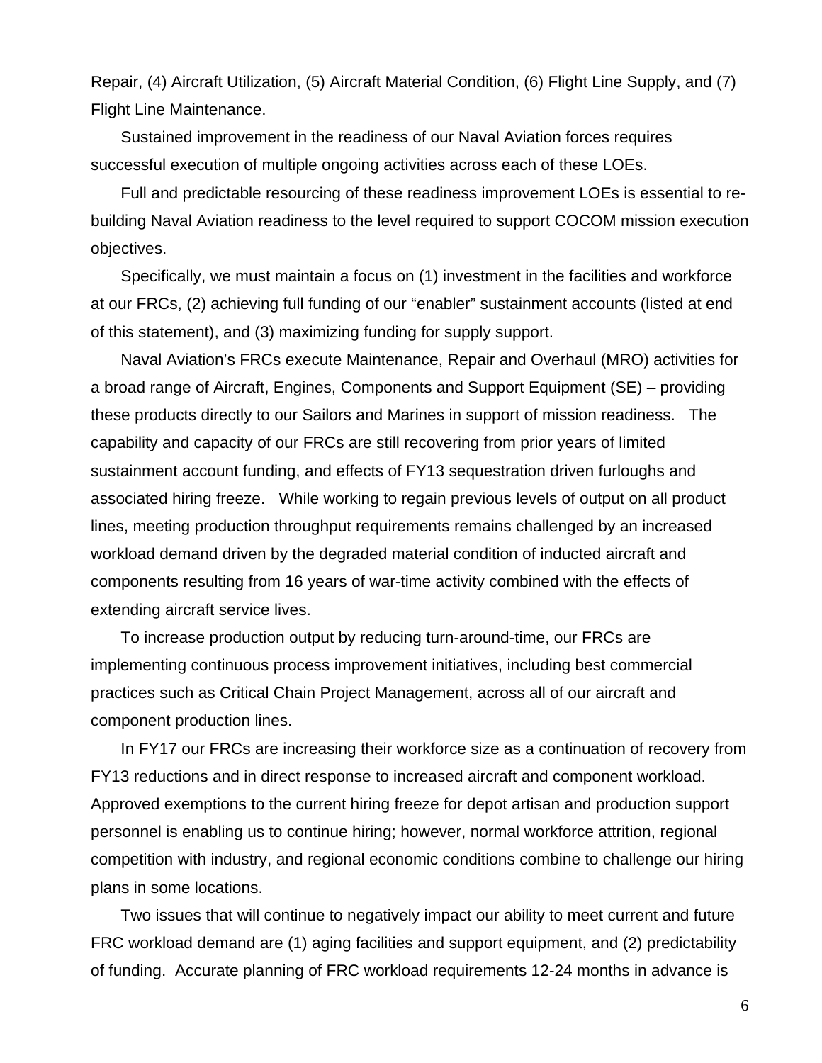Repair, (4) Aircraft Utilization, (5) Aircraft Material Condition, (6) Flight Line Supply, and (7) Flight Line Maintenance.

Sustained improvement in the readiness of our Naval Aviation forces requires successful execution of multiple ongoing activities across each of these LOEs.

Full and predictable resourcing of these readiness improvement LOEs is essential to re-building Naval Aviation readiness to the level required to support COCOM mission execution objectives.

Specifically, we must maintain a focus on (1) investment in the facilities and workforce at our FRCs, (2) achieving full funding of our "enabler" sustainment accounts (listed at end of this statement), and (3) maximizing funding for supply support.

Naval Aviation's FRCs execute Maintenance, Repair and Overhaul (MRO) activities for a broad range of Aircraft, Engines, Components and Support Equipment (SE) – providing these products directly to our Sailors and Marines in support of mission readiness. The capability and capacity of our FRCs are still recovering from prior years of limited sustainment account funding, and effects of FY13 sequestration driven furloughs and associated hiring freeze. While working to regain previous levels of output on all product lines, meeting production throughput requirements remains challenged by an increased workload demand driven by the degraded material condition of inducted aircraft and components resulting from 16 years of war-time activity combined with the effects of extending aircraft service lives.

To increase production output by reducing turn-around-time, our FRCs are implementing continuous process improvement initiatives, including best commercial practices such as Critical Chain Project Management, across all of our aircraft and component production lines.

In FY17 our FRCs are increasing their workforce size as a continuation of recovery from FY13 reductions and in direct response to increased aircraft and component workload. Approved exemptions to the current hiring freeze for depot artisan and production support personnel is enabling us to continue hiring; however, normal workforce attrition, regional competition with industry, and regional economic conditions combine to challenge our hiring plans in some locations.

Two issues that will continue to negatively impact our ability to meet current and future FRC workload demand are (1) aging facilities and support equipment, and (2) predictability of funding. Accurate planning of FRC workload requirements 12-24 months in advance is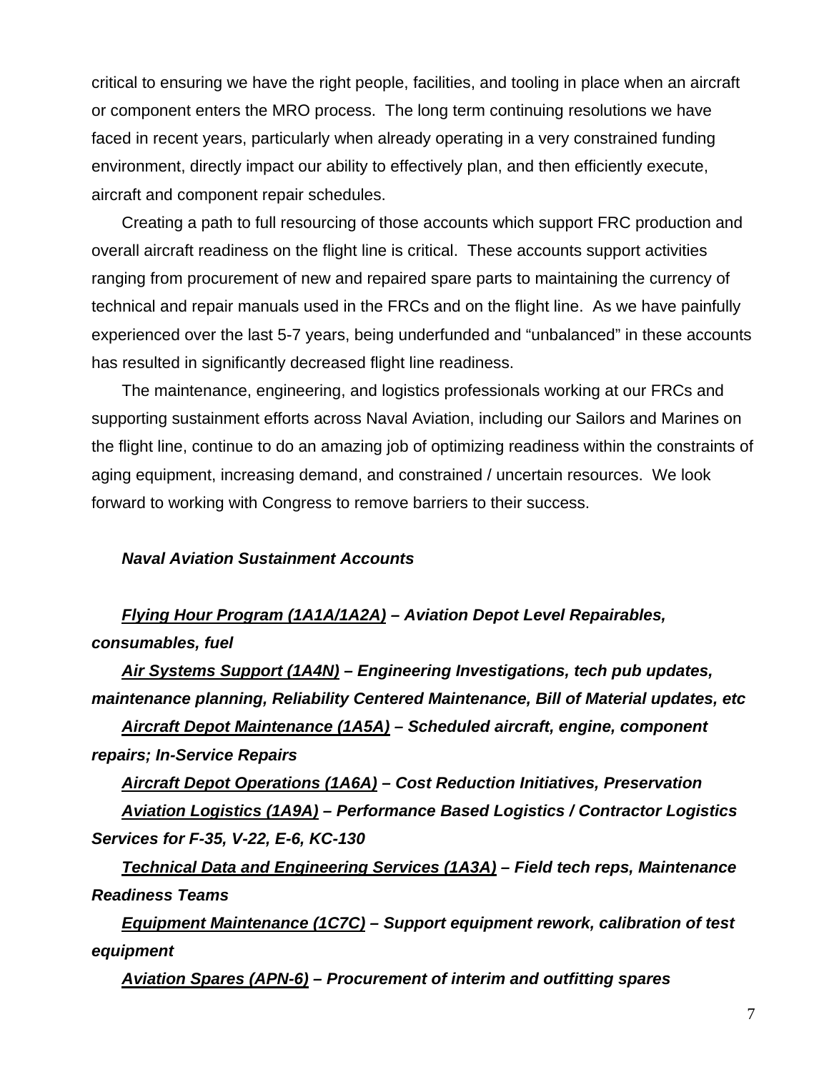critical to ensuring we have the right people, facilities, and tooling in place when an aircraft or component enters the MRO process. The long term continuing resolutions we have faced in recent years, particularly when already operating in a very constrained funding environment, directly impact our ability to effectively plan, and then efficiently execute, aircraft and component repair schedules.

Creating a path to full resourcing of those accounts which support FRC production and overall aircraft readiness on the flight line is critical. These accounts support activities ranging from procurement of new and repaired spare parts to maintaining the currency of technical and repair manuals used in the FRCs and on the flight line. As we have painfully experienced over the last 5-7 years, being underfunded and "unbalanced" in these accounts has resulted in significantly decreased flight line readiness.

The maintenance, engineering, and logistics professionals working at our FRCs and supporting sustainment efforts across Naval Aviation, including our Sailors and Marines on the flight line, continue to do an amazing job of optimizing readiness within the constraints of aging equipment, increasing demand, and constrained / uncertain resources. We look forward to working with Congress to remove barriers to their success.

***Naval Aviation Sustainment Accounts***

***<u>Flying Hour Program (1A1A/1A2A)</u> – Aviation Depot Level Repairables, consumables, fuel***

***<u>Air Systems Support (1A4N)</u> – Engineering Investigations, tech pub updates, maintenance planning, Reliability Centered Maintenance, Bill of Material updates, etc***

***<u>Aircraft Depot Maintenance (1A5A)</u> – Scheduled aircraft, engine, component repairs; In-Service Repairs***

***<u>Aircraft Depot Operations (1A6A)</u> – Cost Reduction Initiatives, Preservation***

***<u>Aviation Logistics (1A9A)</u> – Performance Based Logistics / Contractor Logistics Services for F-35, V-22, E-6, KC-130***

***<u>Technical Data and Engineering Services (1A3A)</u> – Field tech reps, Maintenance Readiness Teams***

***<u>Equipment Maintenance (1C7C)</u> – Support equipment rework, calibration of test equipment***

***<u>Aviation Spares (APN-6)</u> – Procurement of interim and outfitting spares***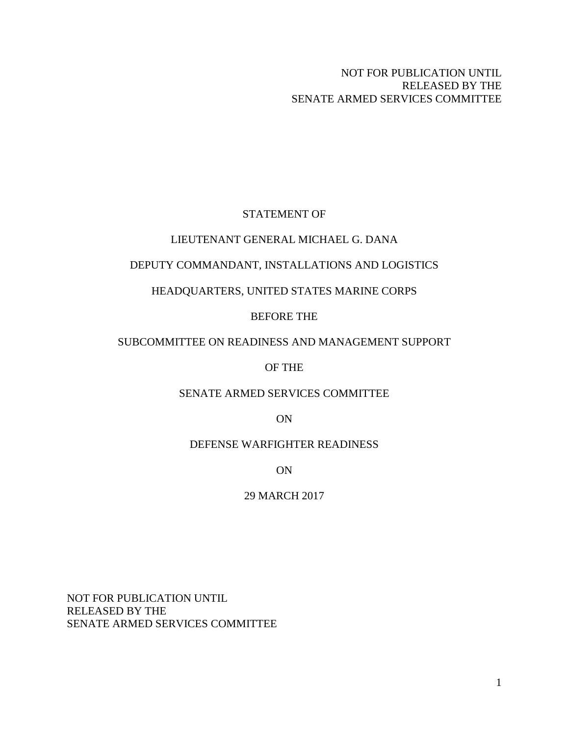NOT FOR PUBLICATION UNTIL
RELEASED BY THE
SENATE ARMED SERVICES COMMITTEE

STATEMENT OF

LIEUTENANT GENERAL MICHAEL G. DANA

DEPUTY COMMANDANT, INSTALLATIONS AND LOGISTICS

HEADQUARTERS, UNITED STATES MARINE CORPS

BEFORE THE

SUBCOMMITTEE ON READINESS AND MANAGEMENT SUPPORT

OF THE

SENATE ARMED SERVICES COMMITTEE

ON

DEFENSE WARFIGHTER READINESS

ON

29 MARCH 2017

NOT FOR PUBLICATION UNTIL
RELEASED BY THE
SENATE ARMED SERVICES COMMITTEE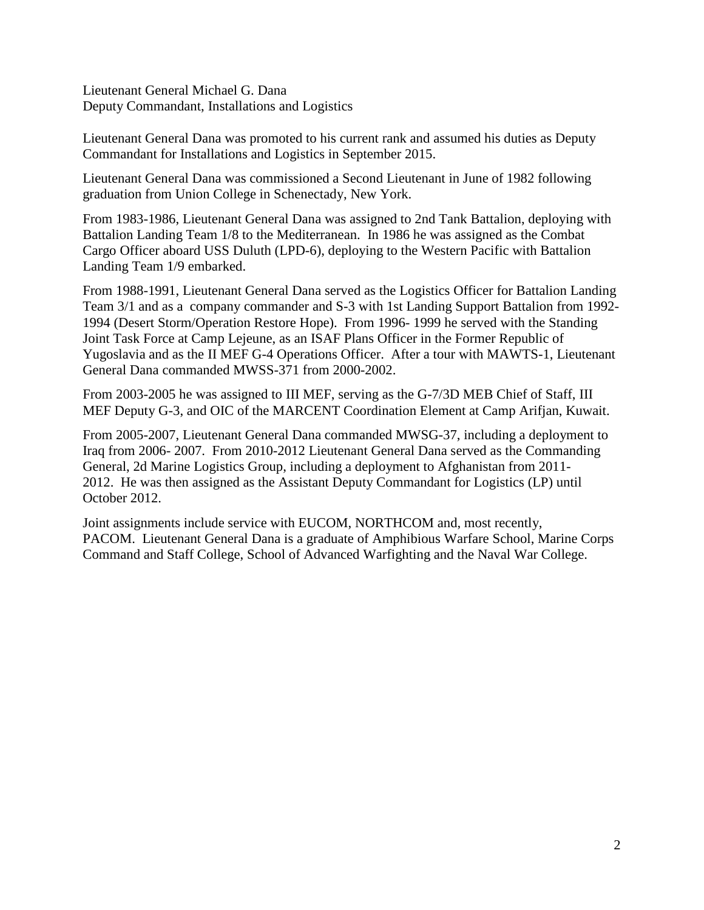Lieutenant General Michael G. Dana
Deputy Commandant, Installations and Logistics

Lieutenant General Dana was promoted to his current rank and assumed his duties as Deputy Commandant for Installations and Logistics in September 2015.

Lieutenant General Dana was commissioned a Second Lieutenant in June of 1982 following graduation from Union College in Schenectady, New York.

From 1983-1986, Lieutenant General Dana was assigned to 2nd Tank Battalion, deploying with Battalion Landing Team 1/8 to the Mediterranean. In 1986 he was assigned as the Combat Cargo Officer aboard USS Duluth (LPD-6), deploying to the Western Pacific with Battalion Landing Team 1/9 embarked.

From 1988-1991, Lieutenant General Dana served as the Logistics Officer for Battalion Landing Team 3/1 and as a company commander and S-3 with 1st Landing Support Battalion from 1992-1994 (Desert Storm/Operation Restore Hope). From 1996- 1999 he served with the Standing Joint Task Force at Camp Lejeune, as an ISAF Plans Officer in the Former Republic of Yugoslavia and as the II MEF G-4 Operations Officer. After a tour with MAWTS-1, Lieutenant General Dana commanded MWSS-371 from 2000-2002.

From 2003-2005 he was assigned to III MEF, serving as the G-7/3D MEB Chief of Staff, III MEF Deputy G-3, and OIC of the MARCENT Coordination Element at Camp Arifjan, Kuwait.

From 2005-2007, Lieutenant General Dana commanded MWSG-37, including a deployment to Iraq from 2006- 2007. From 2010-2012 Lieutenant General Dana served as the Commanding General, 2d Marine Logistics Group, including a deployment to Afghanistan from 2011-2012. He was then assigned as the Assistant Deputy Commandant for Logistics (LP) until October 2012.

Joint assignments include service with EUCOM, NORTHCOM and, most recently, PACOM. Lieutenant General Dana is a graduate of Amphibious Warfare School, Marine Corps Command and Staff College, School of Advanced Warfighting and the Naval War College.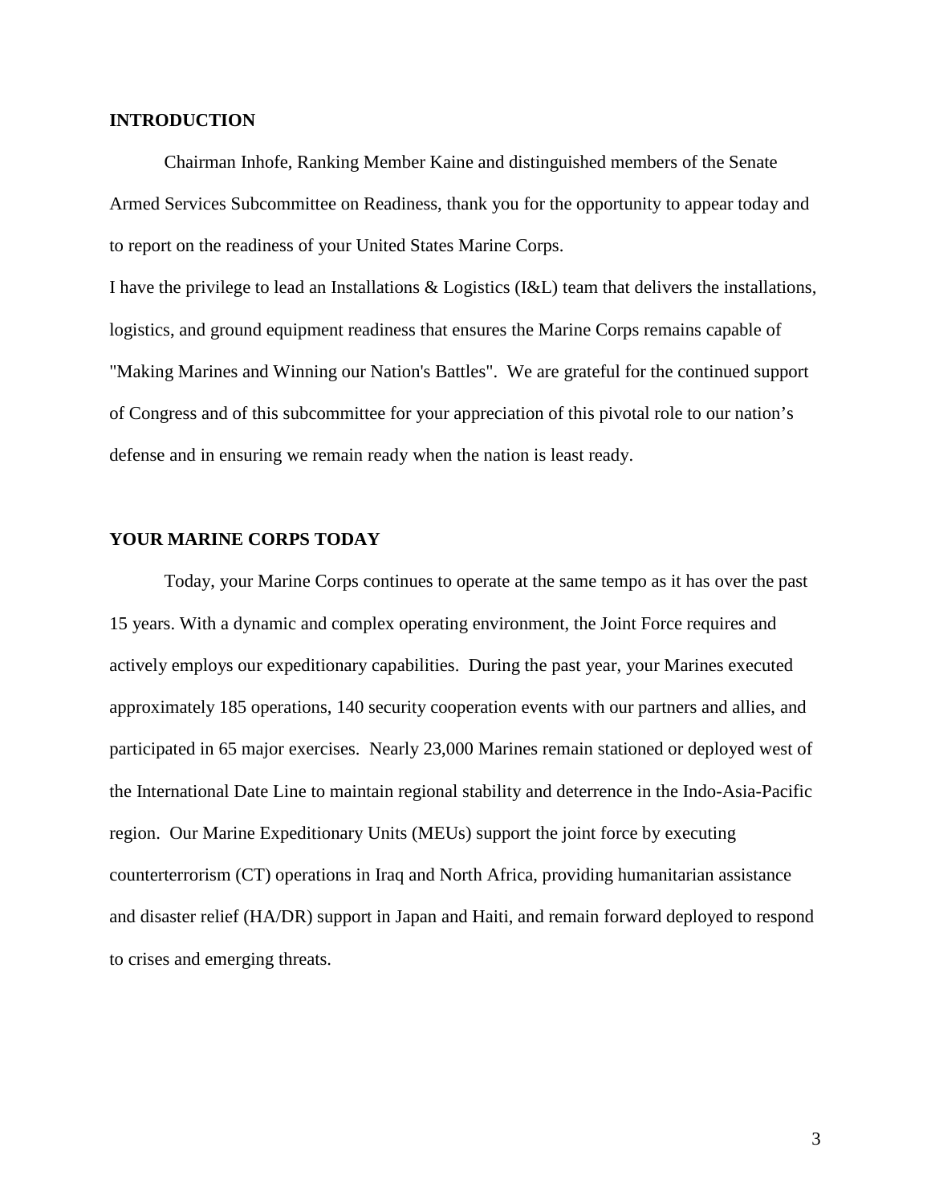## INTRODUCTION

Chairman Inhofe, Ranking Member Kaine and distinguished members of the Senate Armed Services Subcommittee on Readiness, thank you for the opportunity to appear today and to report on the readiness of your United States Marine Corps.

I have the privilege to lead an Installations & Logistics (I&L) team that delivers the installations, logistics, and ground equipment readiness that ensures the Marine Corps remains capable of "Making Marines and Winning our Nation's Battles". We are grateful for the continued support of Congress and of this subcommittee for your appreciation of this pivotal role to our nation's defense and in ensuring we remain ready when the nation is least ready.

## YOUR MARINE CORPS TODAY

Today, your Marine Corps continues to operate at the same tempo as it has over the past 15 years. With a dynamic and complex operating environment, the Joint Force requires and actively employs our expeditionary capabilities. During the past year, your Marines executed approximately 185 operations, 140 security cooperation events with our partners and allies, and participated in 65 major exercises. Nearly 23,000 Marines remain stationed or deployed west of the International Date Line to maintain regional stability and deterrence in the Indo-Asia-Pacific region. Our Marine Expeditionary Units (MEUs) support the joint force by executing counterterrorism (CT) operations in Iraq and North Africa, providing humanitarian assistance and disaster relief (HA/DR) support in Japan and Haiti, and remain forward deployed to respond to crises and emerging threats.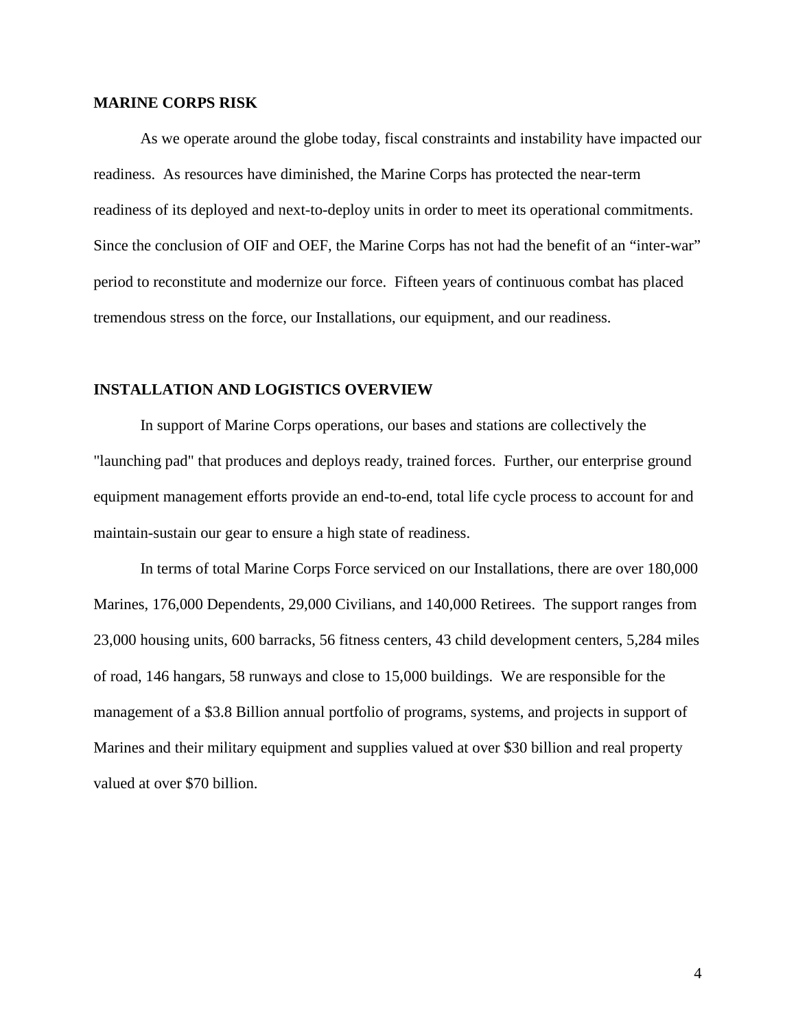## MARINE CORPS RISK

As we operate around the globe today, fiscal constraints and instability have impacted our readiness. As resources have diminished, the Marine Corps has protected the near-term readiness of its deployed and next-to-deploy units in order to meet its operational commitments. Since the conclusion of OIF and OEF, the Marine Corps has not had the benefit of an "inter-war" period to reconstitute and modernize our force. Fifteen years of continuous combat has placed tremendous stress on the force, our Installations, our equipment, and our readiness.

## INSTALLATION AND LOGISTICS OVERVIEW

In support of Marine Corps operations, our bases and stations are collectively the "launching pad" that produces and deploys ready, trained forces. Further, our enterprise ground equipment management efforts provide an end-to-end, total life cycle process to account for and maintain-sustain our gear to ensure a high state of readiness.

In terms of total Marine Corps Force serviced on our Installations, there are over 180,000 Marines, 176,000 Dependents, 29,000 Civilians, and 140,000 Retirees. The support ranges from 23,000 housing units, 600 barracks, 56 fitness centers, 43 child development centers, 5,284 miles of road, 146 hangars, 58 runways and close to 15,000 buildings. We are responsible for the management of a $3.8 Billion annual portfolio of programs, systems, and projects in support of Marines and their military equipment and supplies valued at over $30 billion and real property valued at over $70 billion.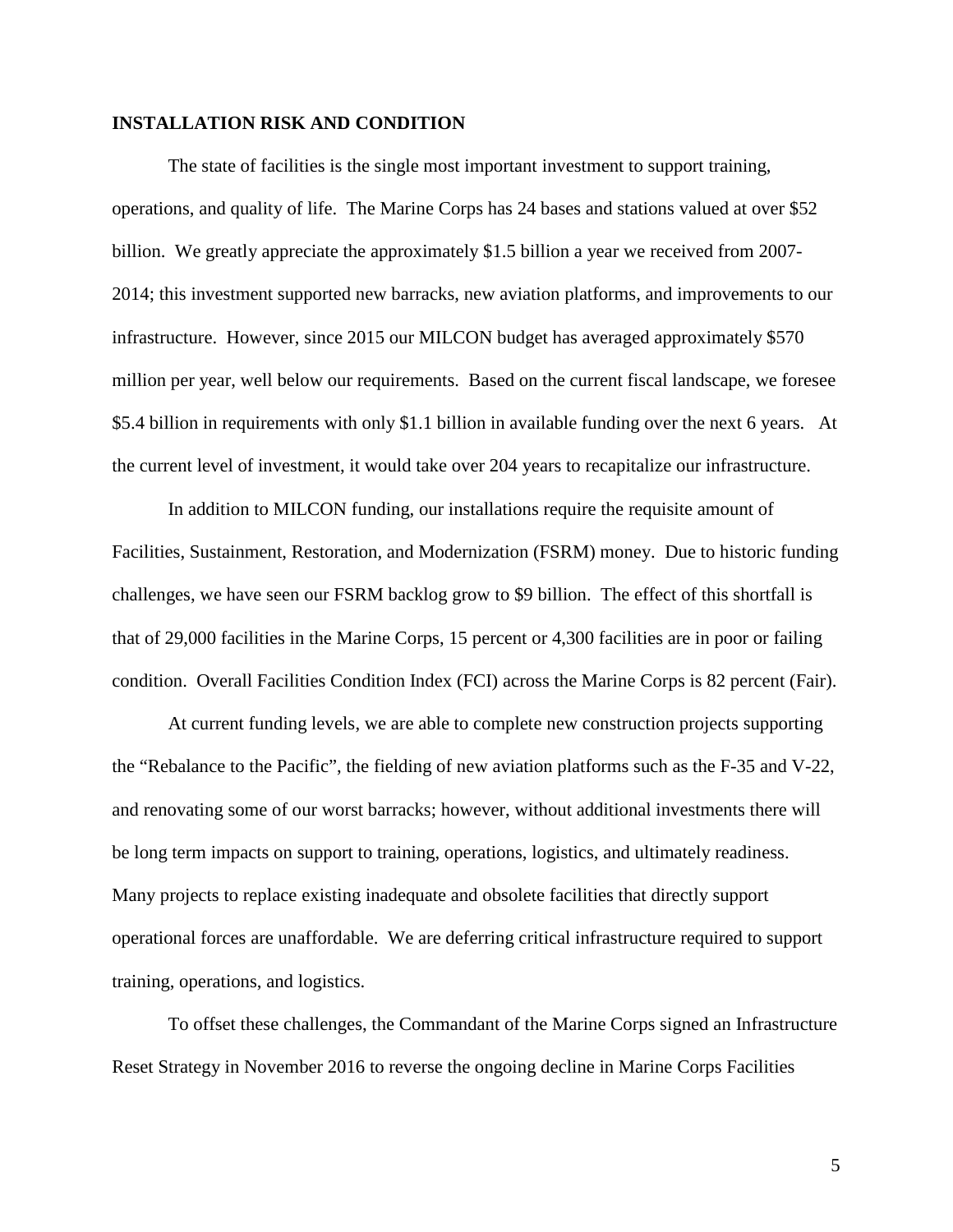## INSTALLATION RISK AND CONDITION

The state of facilities is the single most important investment to support training, operations, and quality of life. The Marine Corps has 24 bases and stations valued at over $52 billion. We greatly appreciate the approximately $1.5 billion a year we received from 2007-2014; this investment supported new barracks, new aviation platforms, and improvements to our infrastructure. However, since 2015 our MILCON budget has averaged approximately $570 million per year, well below our requirements. Based on the current fiscal landscape, we foresee $5.4 billion in requirements with only $1.1 billion in available funding over the next 6 years. At the current level of investment, it would take over 204 years to recapitalize our infrastructure.

In addition to MILCON funding, our installations require the requisite amount of Facilities, Sustainment, Restoration, and Modernization (FSRM) money. Due to historic funding challenges, we have seen our FSRM backlog grow to $9 billion. The effect of this shortfall is that of 29,000 facilities in the Marine Corps, 15 percent or 4,300 facilities are in poor or failing condition. Overall Facilities Condition Index (FCI) across the Marine Corps is 82 percent (Fair).

At current funding levels, we are able to complete new construction projects supporting the "Rebalance to the Pacific", the fielding of new aviation platforms such as the F-35 and V-22, and renovating some of our worst barracks; however, without additional investments there will be long term impacts on support to training, operations, logistics, and ultimately readiness. Many projects to replace existing inadequate and obsolete facilities that directly support operational forces are unaffordable. We are deferring critical infrastructure required to support training, operations, and logistics.

To offset these challenges, the Commandant of the Marine Corps signed an Infrastructure Reset Strategy in November 2016 to reverse the ongoing decline in Marine Corps Facilities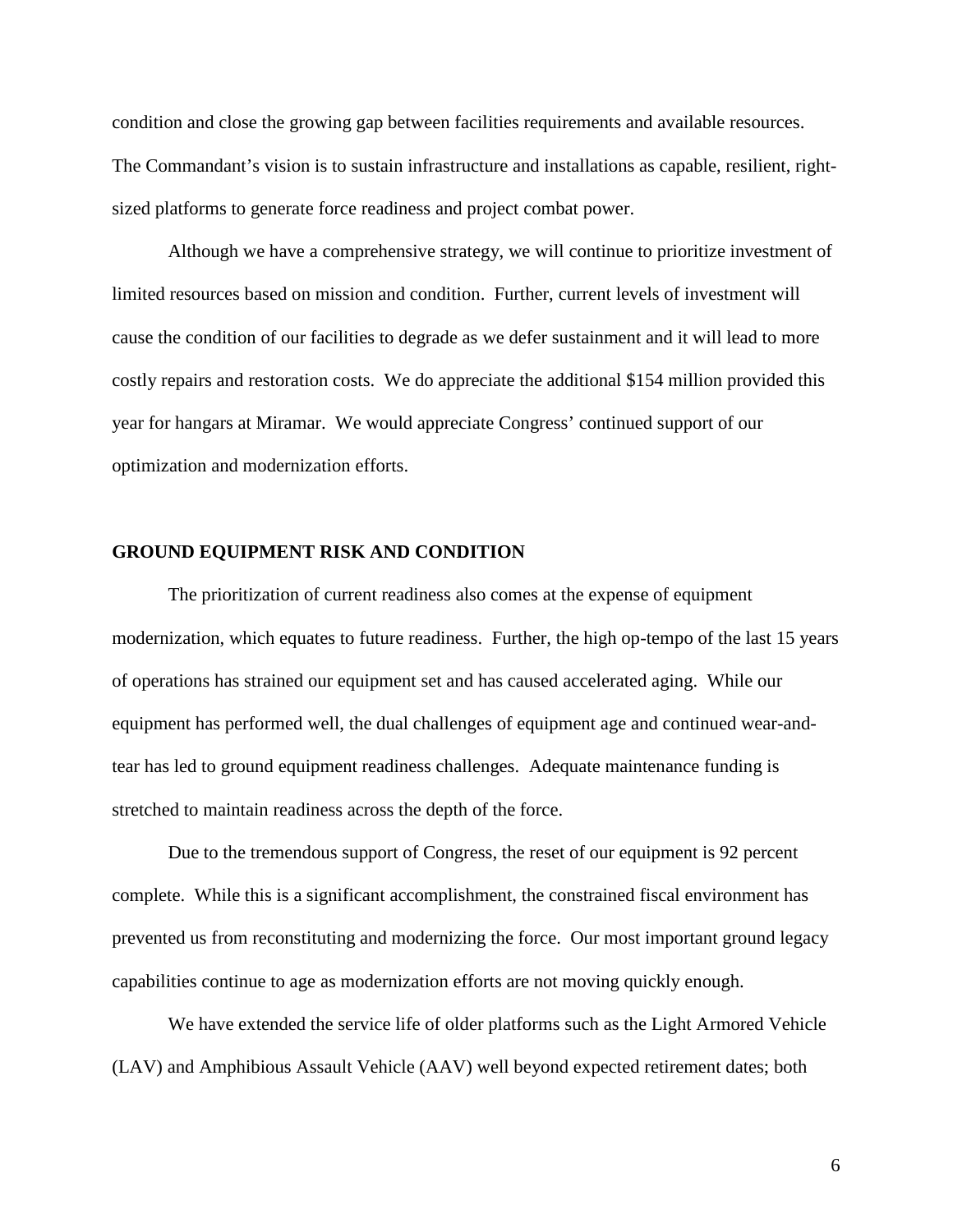condition and close the growing gap between facilities requirements and available resources. The Commandant's vision is to sustain infrastructure and installations as capable, resilient, right-sized platforms to generate force readiness and project combat power.

Although we have a comprehensive strategy, we will continue to prioritize investment of limited resources based on mission and condition. Further, current levels of investment will cause the condition of our facilities to degrade as we defer sustainment and it will lead to more costly repairs and restoration costs. We do appreciate the additional $154 million provided this year for hangars at Miramar. We would appreciate Congress' continued support of our optimization and modernization efforts.

## GROUND EQUIPMENT RISK AND CONDITION

The prioritization of current readiness also comes at the expense of equipment modernization, which equates to future readiness. Further, the high op-tempo of the last 15 years of operations has strained our equipment set and has caused accelerated aging. While our equipment has performed well, the dual challenges of equipment age and continued wear-and-tear has led to ground equipment readiness challenges. Adequate maintenance funding is stretched to maintain readiness across the depth of the force.

Due to the tremendous support of Congress, the reset of our equipment is 92 percent complete. While this is a significant accomplishment, the constrained fiscal environment has prevented us from reconstituting and modernizing the force. Our most important ground legacy capabilities continue to age as modernization efforts are not moving quickly enough.

We have extended the service life of older platforms such as the Light Armored Vehicle (LAV) and Amphibious Assault Vehicle (AAV) well beyond expected retirement dates; both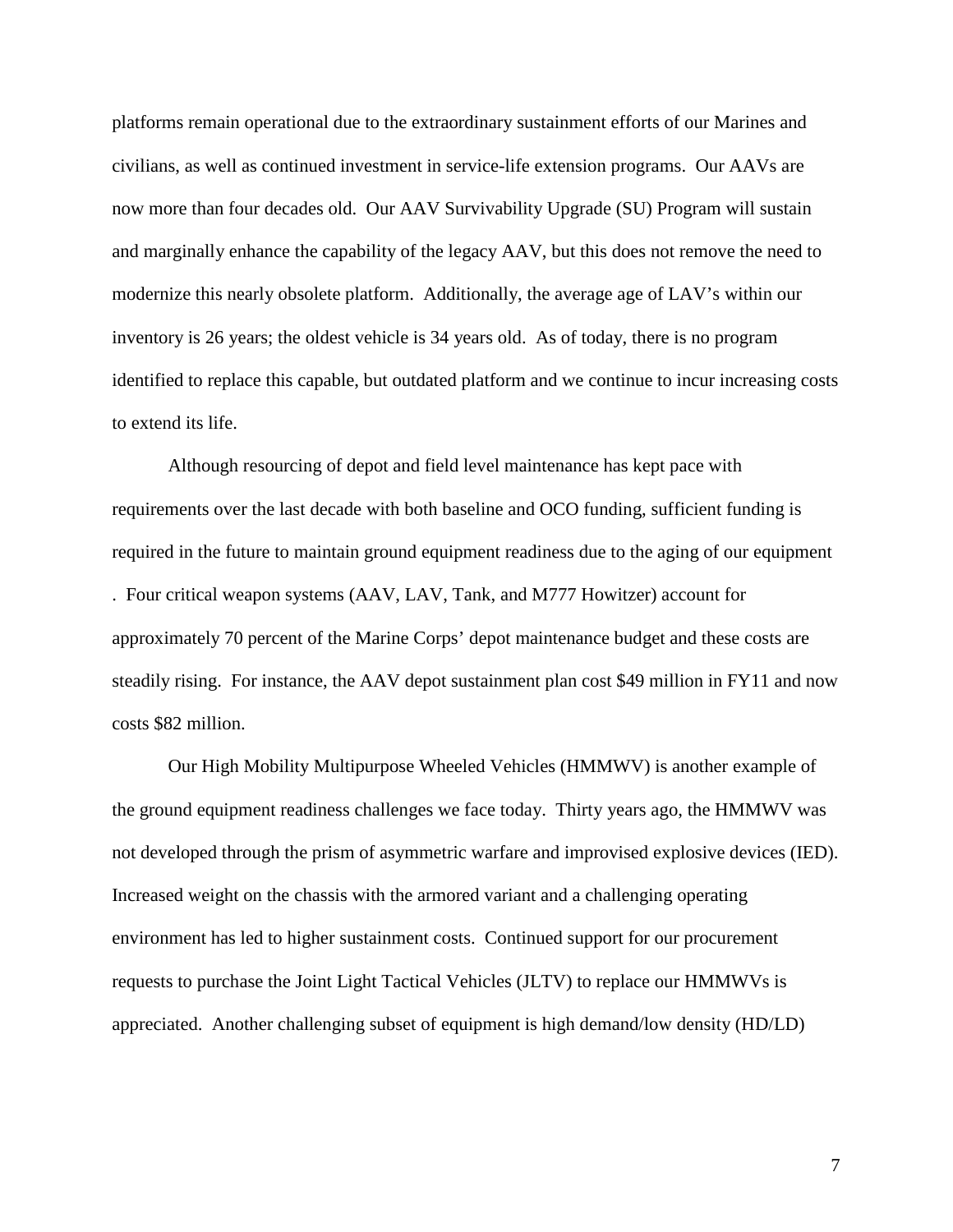platforms remain operational due to the extraordinary sustainment efforts of our Marines and civilians, as well as continued investment in service-life extension programs. Our AAVs are now more than four decades old. Our AAV Survivability Upgrade (SU) Program will sustain and marginally enhance the capability of the legacy AAV, but this does not remove the need to modernize this nearly obsolete platform. Additionally, the average age of LAV's within our inventory is 26 years; the oldest vehicle is 34 years old. As of today, there is no program identified to replace this capable, but outdated platform and we continue to incur increasing costs to extend its life.

Although resourcing of depot and field level maintenance has kept pace with requirements over the last decade with both baseline and OCO funding, sufficient funding is required in the future to maintain ground equipment readiness due to the aging of our equipment . Four critical weapon systems (AAV, LAV, Tank, and M777 Howitzer) account for approximately 70 percent of the Marine Corps' depot maintenance budget and these costs are steadily rising. For instance, the AAV depot sustainment plan cost $49 million in FY11 and now costs $82 million.

Our High Mobility Multipurpose Wheeled Vehicles (HMMWV) is another example of the ground equipment readiness challenges we face today. Thirty years ago, the HMMWV was not developed through the prism of asymmetric warfare and improvised explosive devices (IED). Increased weight on the chassis with the armored variant and a challenging operating environment has led to higher sustainment costs. Continued support for our procurement requests to purchase the Joint Light Tactical Vehicles (JLTV) to replace our HMMWVs is appreciated. Another challenging subset of equipment is high demand/low density (HD/LD)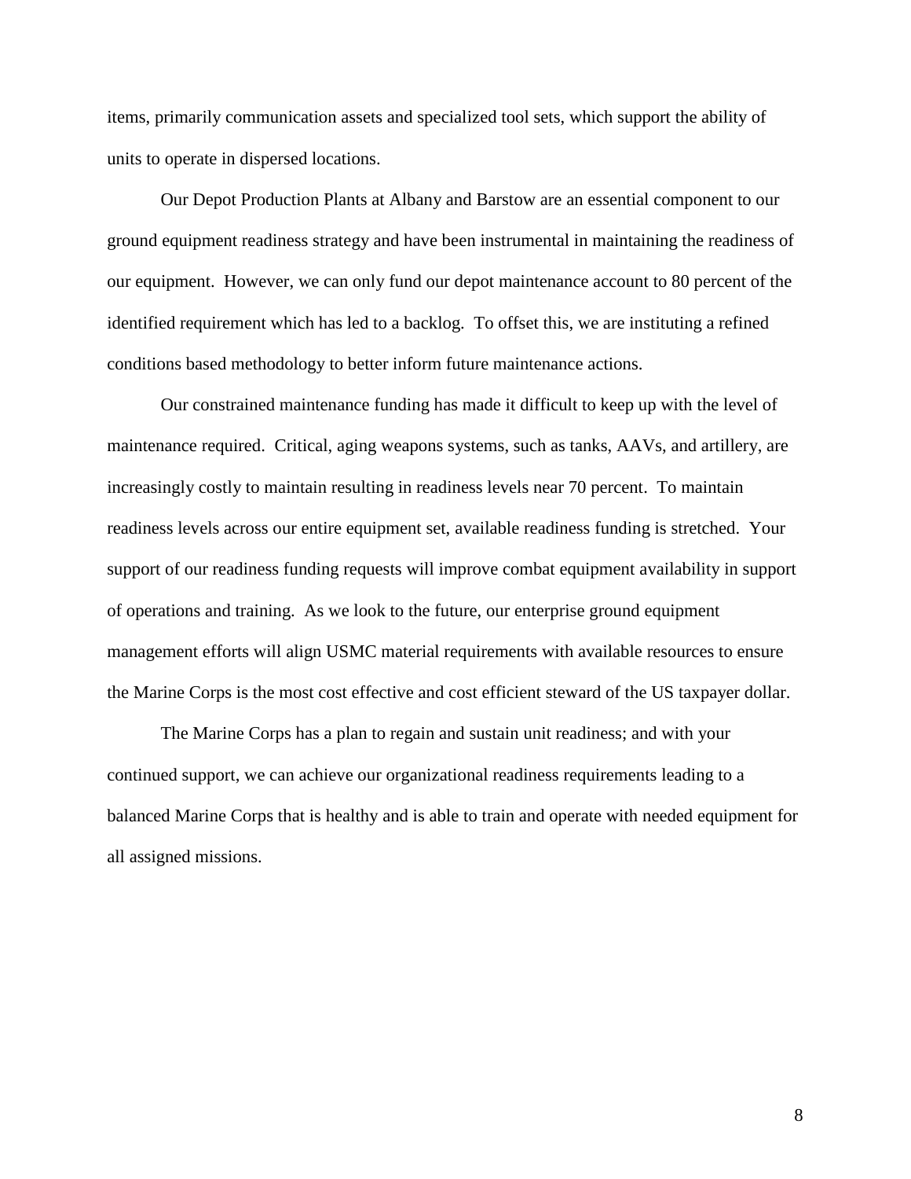items, primarily communication assets and specialized tool sets, which support the ability of units to operate in dispersed locations.

Our Depot Production Plants at Albany and Barstow are an essential component to our ground equipment readiness strategy and have been instrumental in maintaining the readiness of our equipment. However, we can only fund our depot maintenance account to 80 percent of the identified requirement which has led to a backlog. To offset this, we are instituting a refined conditions based methodology to better inform future maintenance actions.

Our constrained maintenance funding has made it difficult to keep up with the level of maintenance required. Critical, aging weapons systems, such as tanks, AAVs, and artillery, are increasingly costly to maintain resulting in readiness levels near 70 percent. To maintain readiness levels across our entire equipment set, available readiness funding is stretched. Your support of our readiness funding requests will improve combat equipment availability in support of operations and training. As we look to the future, our enterprise ground equipment management efforts will align USMC material requirements with available resources to ensure the Marine Corps is the most cost effective and cost efficient steward of the US taxpayer dollar.

The Marine Corps has a plan to regain and sustain unit readiness; and with your continued support, we can achieve our organizational readiness requirements leading to a balanced Marine Corps that is healthy and is able to train and operate with needed equipment for all assigned missions.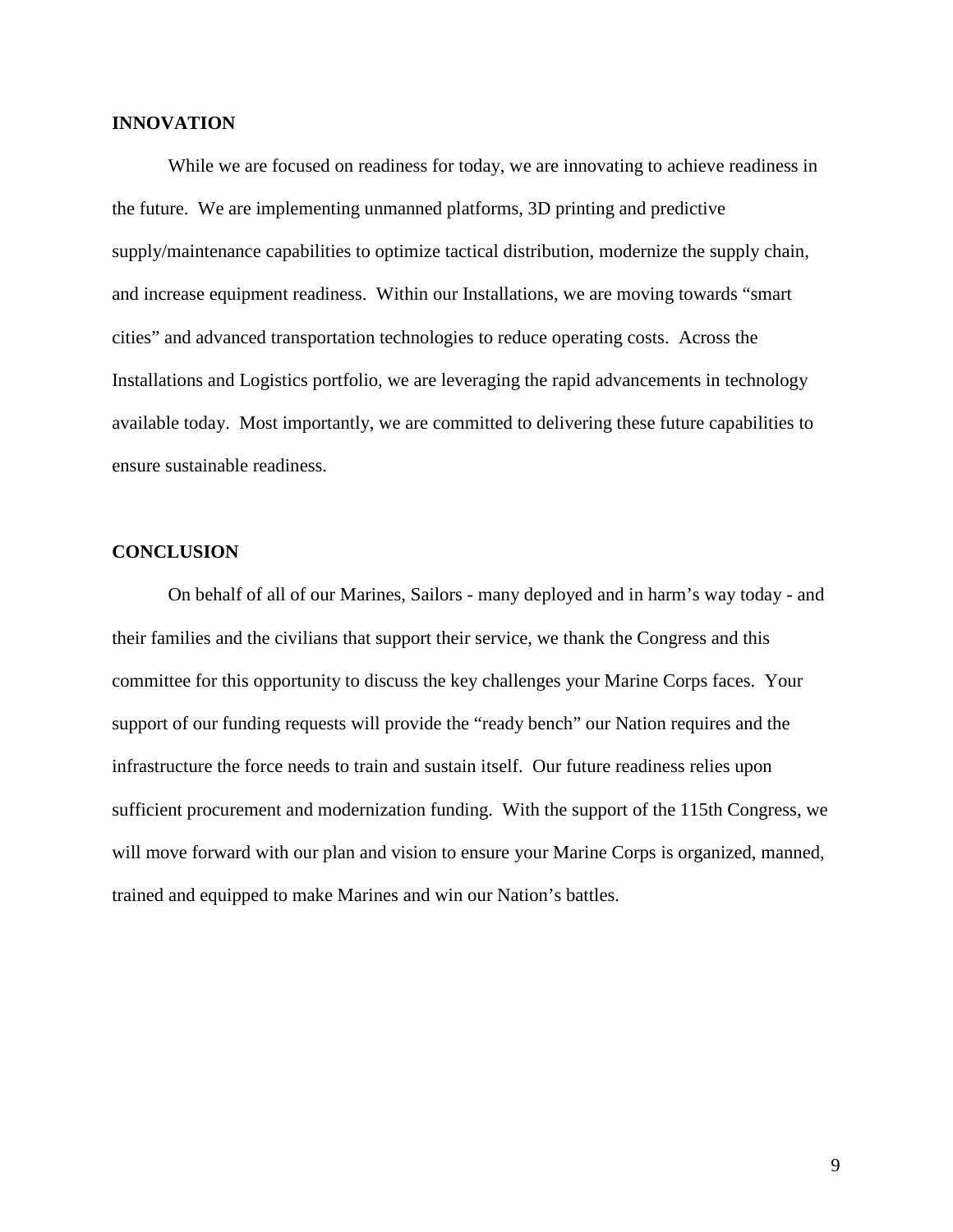## INNOVATION

While we are focused on readiness for today, we are innovating to achieve readiness in the future. We are implementing unmanned platforms, 3D printing and predictive supply/maintenance capabilities to optimize tactical distribution, modernize the supply chain, and increase equipment readiness. Within our Installations, we are moving towards "smart cities" and advanced transportation technologies to reduce operating costs. Across the Installations and Logistics portfolio, we are leveraging the rapid advancements in technology available today. Most importantly, we are committed to delivering these future capabilities to ensure sustainable readiness.

## CONCLUSION

On behalf of all of our Marines, Sailors - many deployed and in harm's way today - and their families and the civilians that support their service, we thank the Congress and this committee for this opportunity to discuss the key challenges your Marine Corps faces. Your support of our funding requests will provide the "ready bench" our Nation requires and the infrastructure the force needs to train and sustain itself. Our future readiness relies upon sufficient procurement and modernization funding. With the support of the 115th Congress, we will move forward with our plan and vision to ensure your Marine Corps is organized, manned, trained and equipped to make Marines and win our Nation's battles.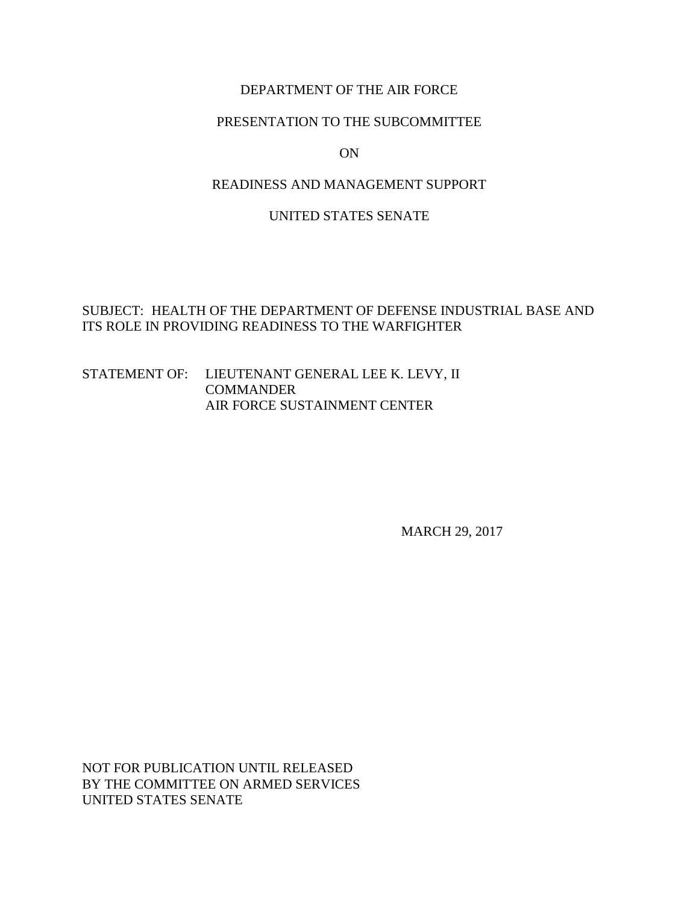DEPARTMENT OF THE AIR FORCE

PRESENTATION TO THE SUBCOMMITTEE

ON

READINESS AND MANAGEMENT SUPPORT

UNITED STATES SENATE

SUBJECT: HEALTH OF THE DEPARTMENT OF DEFENSE INDUSTRIAL BASE AND ITS ROLE IN PROVIDING READINESS TO THE WARFIGHTER

STATEMENT OF: LIEUTENANT GENERAL LEE K. LEVY, II
COMMANDER
AIR FORCE SUSTAINMENT CENTER

MARCH 29, 2017

NOT FOR PUBLICATION UNTIL RELEASED
BY THE COMMITTEE ON ARMED SERVICES
UNITED STATES SENATE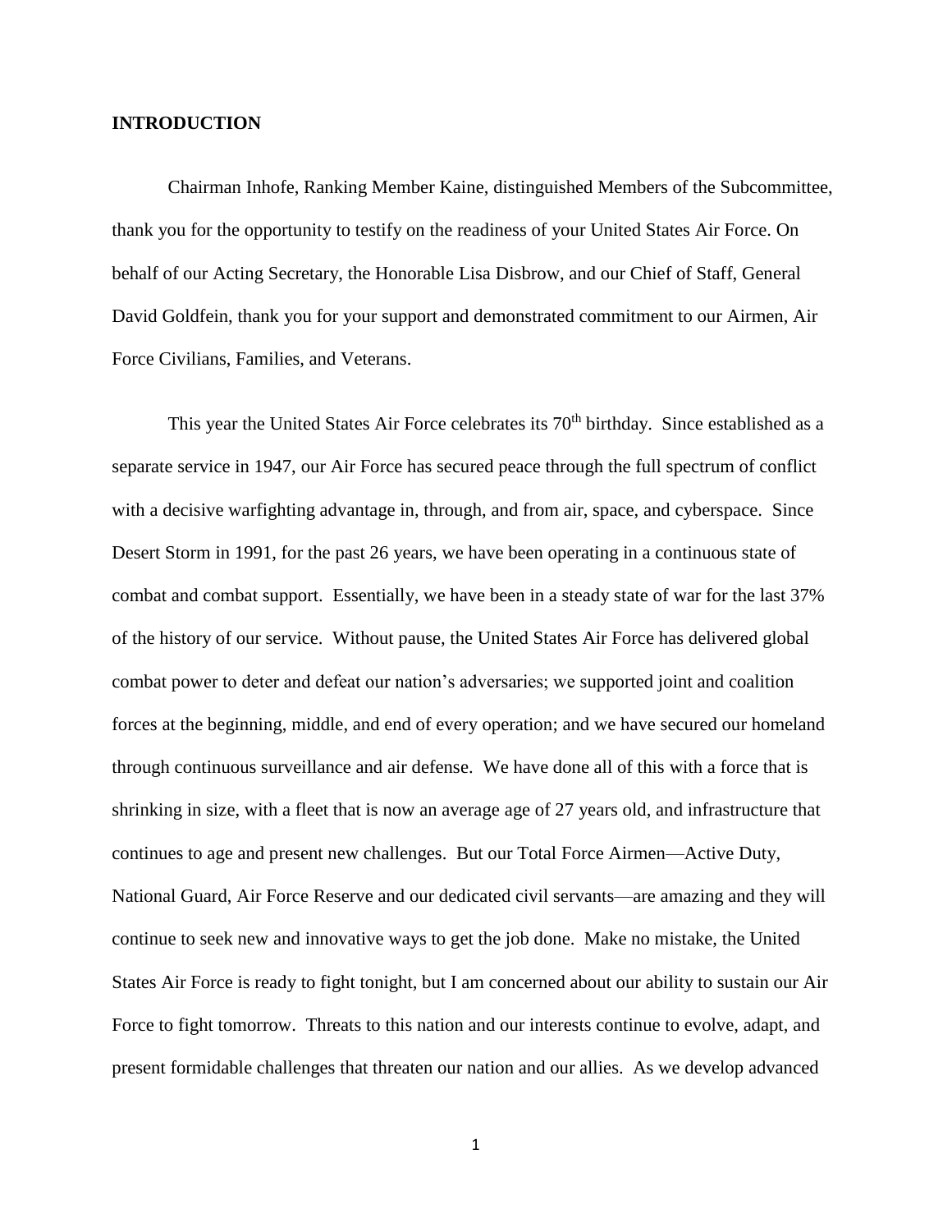**INTRODUCTION**

Chairman Inhofe, Ranking Member Kaine, distinguished Members of the Subcommittee, thank you for the opportunity to testify on the readiness of your United States Air Force. On behalf of our Acting Secretary, the Honorable Lisa Disbrow, and our Chief of Staff, General David Goldfein, thank you for your support and demonstrated commitment to our Airmen, Air Force Civilians, Families, and Veterans.

This year the United States Air Force celebrates its 70th birthday. Since established as a separate service in 1947, our Air Force has secured peace through the full spectrum of conflict with a decisive warfighting advantage in, through, and from air, space, and cyberspace. Since Desert Storm in 1991, for the past 26 years, we have been operating in a continuous state of combat and combat support. Essentially, we have been in a steady state of war for the last 37% of the history of our service. Without pause, the United States Air Force has delivered global combat power to deter and defeat our nation's adversaries; we supported joint and coalition forces at the beginning, middle, and end of every operation; and we have secured our homeland through continuous surveillance and air defense. We have done all of this with a force that is shrinking in size, with a fleet that is now an average age of 27 years old, and infrastructure that continues to age and present new challenges. But our Total Force Airmen—Active Duty, National Guard, Air Force Reserve and our dedicated civil servants—are amazing and they will continue to seek new and innovative ways to get the job done. Make no mistake, the United States Air Force is ready to fight tonight, but I am concerned about our ability to sustain our Air Force to fight tomorrow. Threats to this nation and our interests continue to evolve, adapt, and present formidable challenges that threaten our nation and our allies. As we develop advanced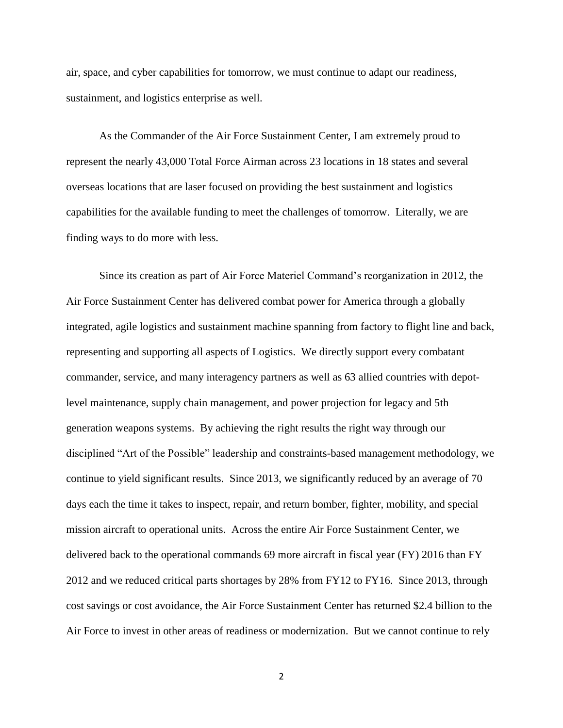air, space, and cyber capabilities for tomorrow, we must continue to adapt our readiness, sustainment, and logistics enterprise as well.

As the Commander of the Air Force Sustainment Center, I am extremely proud to represent the nearly 43,000 Total Force Airman across 23 locations in 18 states and several overseas locations that are laser focused on providing the best sustainment and logistics capabilities for the available funding to meet the challenges of tomorrow. Literally, we are finding ways to do more with less.

Since its creation as part of Air Force Materiel Command's reorganization in 2012, the Air Force Sustainment Center has delivered combat power for America through a globally integrated, agile logistics and sustainment machine spanning from factory to flight line and back, representing and supporting all aspects of Logistics. We directly support every combatant commander, service, and many interagency partners as well as 63 allied countries with depot-level maintenance, supply chain management, and power projection for legacy and 5th generation weapons systems. By achieving the right results the right way through our disciplined "Art of the Possible" leadership and constraints-based management methodology, we continue to yield significant results. Since 2013, we significantly reduced by an average of 70 days each the time it takes to inspect, repair, and return bomber, fighter, mobility, and special mission aircraft to operational units. Across the entire Air Force Sustainment Center, we delivered back to the operational commands 69 more aircraft in fiscal year (FY) 2016 than FY 2012 and we reduced critical parts shortages by 28% from FY12 to FY16. Since 2013, through cost savings or cost avoidance, the Air Force Sustainment Center has returned $2.4 billion to the Air Force to invest in other areas of readiness or modernization. But we cannot continue to rely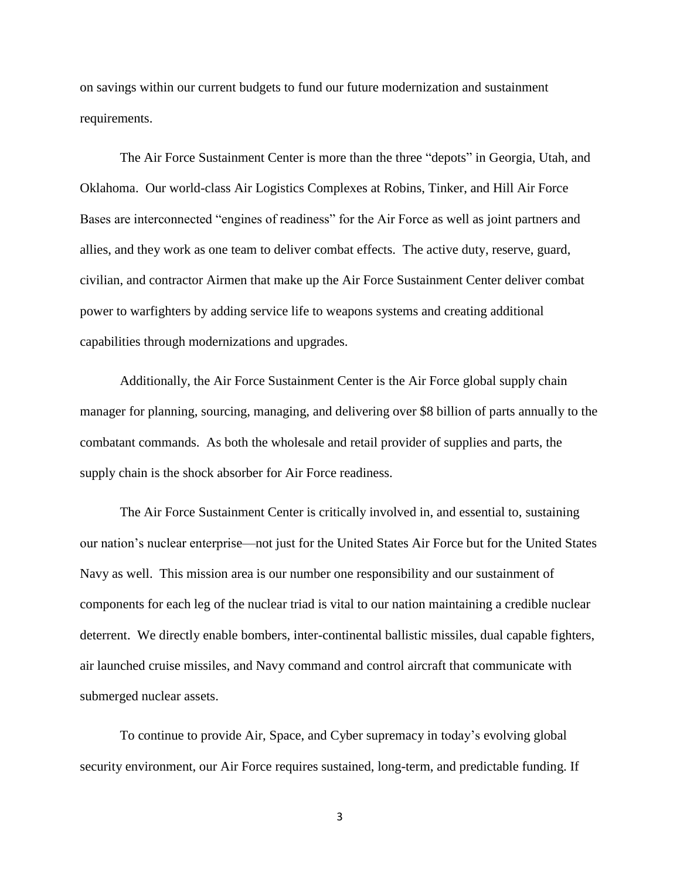on savings within our current budgets to fund our future modernization and sustainment requirements.

The Air Force Sustainment Center is more than the three "depots" in Georgia, Utah, and Oklahoma. Our world-class Air Logistics Complexes at Robins, Tinker, and Hill Air Force Bases are interconnected "engines of readiness" for the Air Force as well as joint partners and allies, and they work as one team to deliver combat effects. The active duty, reserve, guard, civilian, and contractor Airmen that make up the Air Force Sustainment Center deliver combat power to warfighters by adding service life to weapons systems and creating additional capabilities through modernizations and upgrades.

Additionally, the Air Force Sustainment Center is the Air Force global supply chain manager for planning, sourcing, managing, and delivering over $8 billion of parts annually to the combatant commands. As both the wholesale and retail provider of supplies and parts, the supply chain is the shock absorber for Air Force readiness.

The Air Force Sustainment Center is critically involved in, and essential to, sustaining our nation's nuclear enterprise—not just for the United States Air Force but for the United States Navy as well. This mission area is our number one responsibility and our sustainment of components for each leg of the nuclear triad is vital to our nation maintaining a credible nuclear deterrent. We directly enable bombers, inter-continental ballistic missiles, dual capable fighters, air launched cruise missiles, and Navy command and control aircraft that communicate with submerged nuclear assets.

To continue to provide Air, Space, and Cyber supremacy in today's evolving global security environment, our Air Force requires sustained, long-term, and predictable funding. If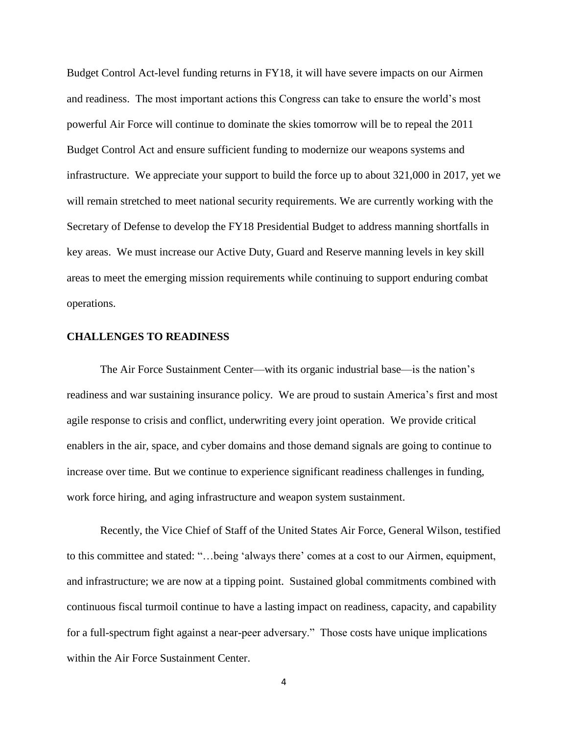Budget Control Act-level funding returns in FY18, it will have severe impacts on our Airmen and readiness. The most important actions this Congress can take to ensure the world's most powerful Air Force will continue to dominate the skies tomorrow will be to repeal the 2011 Budget Control Act and ensure sufficient funding to modernize our weapons systems and infrastructure. We appreciate your support to build the force up to about 321,000 in 2017, yet we will remain stretched to meet national security requirements. We are currently working with the Secretary of Defense to develop the FY18 Presidential Budget to address manning shortfalls in key areas. We must increase our Active Duty, Guard and Reserve manning levels in key skill areas to meet the emerging mission requirements while continuing to support enduring combat operations.

## CHALLENGES TO READINESS

The Air Force Sustainment Center—with its organic industrial base—is the nation's readiness and war sustaining insurance policy. We are proud to sustain America's first and most agile response to crisis and conflict, underwriting every joint operation. We provide critical enablers in the air, space, and cyber domains and those demand signals are going to continue to increase over time. But we continue to experience significant readiness challenges in funding, work force hiring, and aging infrastructure and weapon system sustainment.

Recently, the Vice Chief of Staff of the United States Air Force, General Wilson, testified to this committee and stated: "…being 'always there' comes at a cost to our Airmen, equipment, and infrastructure; we are now at a tipping point. Sustained global commitments combined with continuous fiscal turmoil continue to have a lasting impact on readiness, capacity, and capability for a full-spectrum fight against a near-peer adversary." Those costs have unique implications within the Air Force Sustainment Center.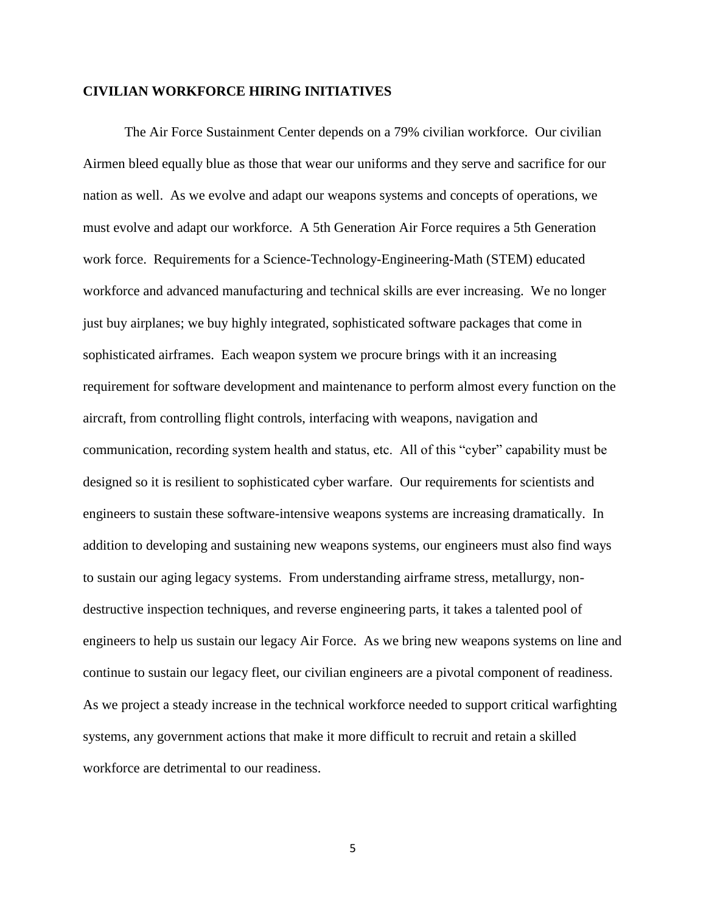## CIVILIAN WORKFORCE HIRING INITIATIVES

The Air Force Sustainment Center depends on a 79% civilian workforce. Our civilian Airmen bleed equally blue as those that wear our uniforms and they serve and sacrifice for our nation as well. As we evolve and adapt our weapons systems and concepts of operations, we must evolve and adapt our workforce. A 5th Generation Air Force requires a 5th Generation work force. Requirements for a Science-Technology-Engineering-Math (STEM) educated workforce and advanced manufacturing and technical skills are ever increasing. We no longer just buy airplanes; we buy highly integrated, sophisticated software packages that come in sophisticated airframes. Each weapon system we procure brings with it an increasing requirement for software development and maintenance to perform almost every function on the aircraft, from controlling flight controls, interfacing with weapons, navigation and communication, recording system health and status, etc. All of this "cyber" capability must be designed so it is resilient to sophisticated cyber warfare. Our requirements for scientists and engineers to sustain these software-intensive weapons systems are increasing dramatically. In addition to developing and sustaining new weapons systems, our engineers must also find ways to sustain our aging legacy systems. From understanding airframe stress, metallurgy, non-destructive inspection techniques, and reverse engineering parts, it takes a talented pool of engineers to help us sustain our legacy Air Force. As we bring new weapons systems on line and continue to sustain our legacy fleet, our civilian engineers are a pivotal component of readiness. As we project a steady increase in the technical workforce needed to support critical warfighting systems, any government actions that make it more difficult to recruit and retain a skilled workforce are detrimental to our readiness.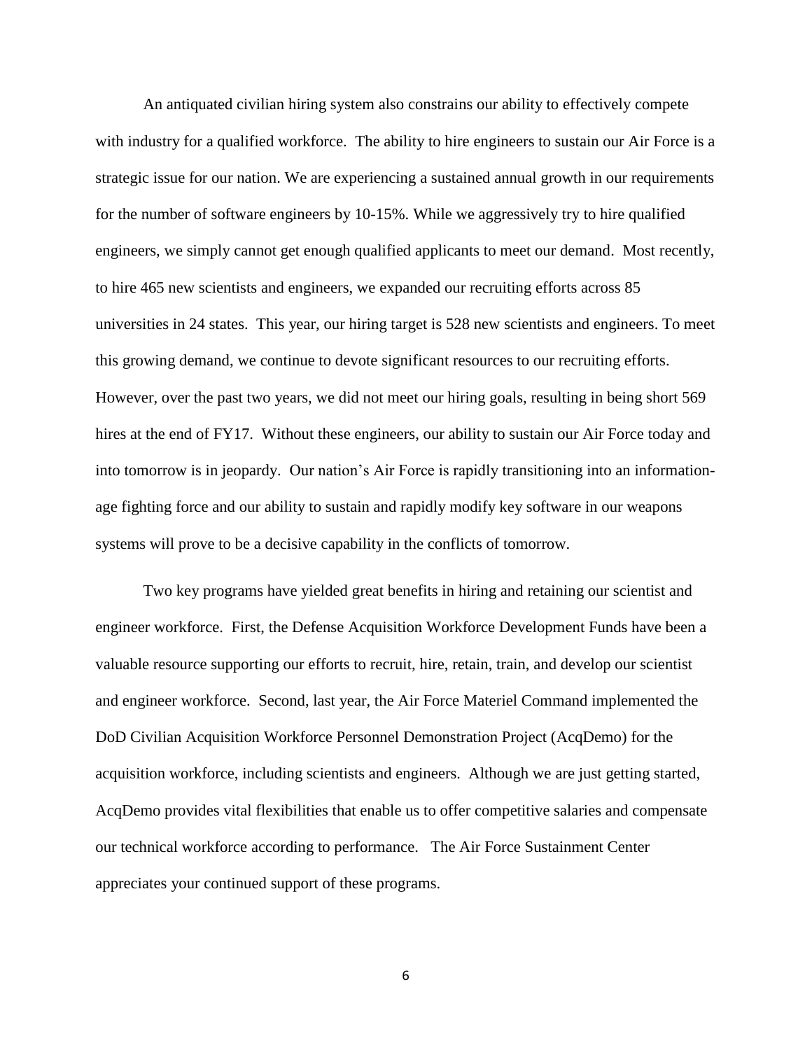An antiquated civilian hiring system also constrains our ability to effectively compete with industry for a qualified workforce. The ability to hire engineers to sustain our Air Force is a strategic issue for our nation. We are experiencing a sustained annual growth in our requirements for the number of software engineers by 10-15%. While we aggressively try to hire qualified engineers, we simply cannot get enough qualified applicants to meet our demand. Most recently, to hire 465 new scientists and engineers, we expanded our recruiting efforts across 85 universities in 24 states. This year, our hiring target is 528 new scientists and engineers. To meet this growing demand, we continue to devote significant resources to our recruiting efforts. However, over the past two years, we did not meet our hiring goals, resulting in being short 569 hires at the end of FY17. Without these engineers, our ability to sustain our Air Force today and into tomorrow is in jeopardy. Our nation's Air Force is rapidly transitioning into an information-age fighting force and our ability to sustain and rapidly modify key software in our weapons systems will prove to be a decisive capability in the conflicts of tomorrow.

Two key programs have yielded great benefits in hiring and retaining our scientist and engineer workforce. First, the Defense Acquisition Workforce Development Funds have been a valuable resource supporting our efforts to recruit, hire, retain, train, and develop our scientist and engineer workforce. Second, last year, the Air Force Materiel Command implemented the DoD Civilian Acquisition Workforce Personnel Demonstration Project (AcqDemo) for the acquisition workforce, including scientists and engineers. Although we are just getting started, AcqDemo provides vital flexibilities that enable us to offer competitive salaries and compensate our technical workforce according to performance. The Air Force Sustainment Center appreciates your continued support of these programs.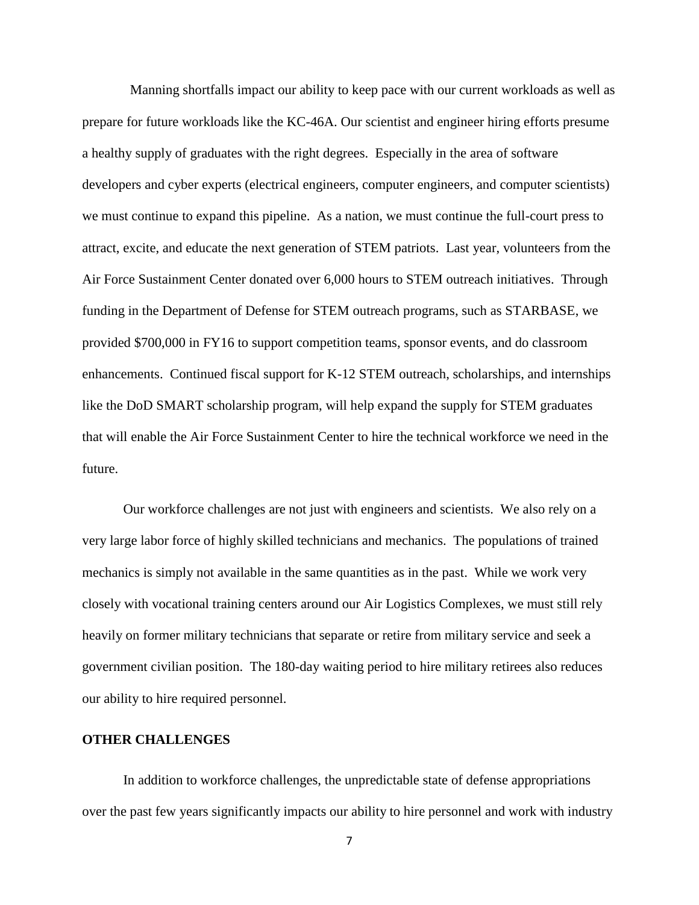Manning shortfalls impact our ability to keep pace with our current workloads as well as prepare for future workloads like the KC-46A. Our scientist and engineer hiring efforts presume a healthy supply of graduates with the right degrees. Especially in the area of software developers and cyber experts (electrical engineers, computer engineers, and computer scientists) we must continue to expand this pipeline. As a nation, we must continue the full-court press to attract, excite, and educate the next generation of STEM patriots. Last year, volunteers from the Air Force Sustainment Center donated over 6,000 hours to STEM outreach initiatives. Through funding in the Department of Defense for STEM outreach programs, such as STARBASE, we provided $700,000 in FY16 to support competition teams, sponsor events, and do classroom enhancements. Continued fiscal support for K-12 STEM outreach, scholarships, and internships like the DoD SMART scholarship program, will help expand the supply for STEM graduates that will enable the Air Force Sustainment Center to hire the technical workforce we need in the future.

Our workforce challenges are not just with engineers and scientists. We also rely on a very large labor force of highly skilled technicians and mechanics. The populations of trained mechanics is simply not available in the same quantities as in the past. While we work very closely with vocational training centers around our Air Logistics Complexes, we must still rely heavily on former military technicians that separate or retire from military service and seek a government civilian position. The 180-day waiting period to hire military retirees also reduces our ability to hire required personnel.

**OTHER CHALLENGES**

In addition to workforce challenges, the unpredictable state of defense appropriations over the past few years significantly impacts our ability to hire personnel and work with industry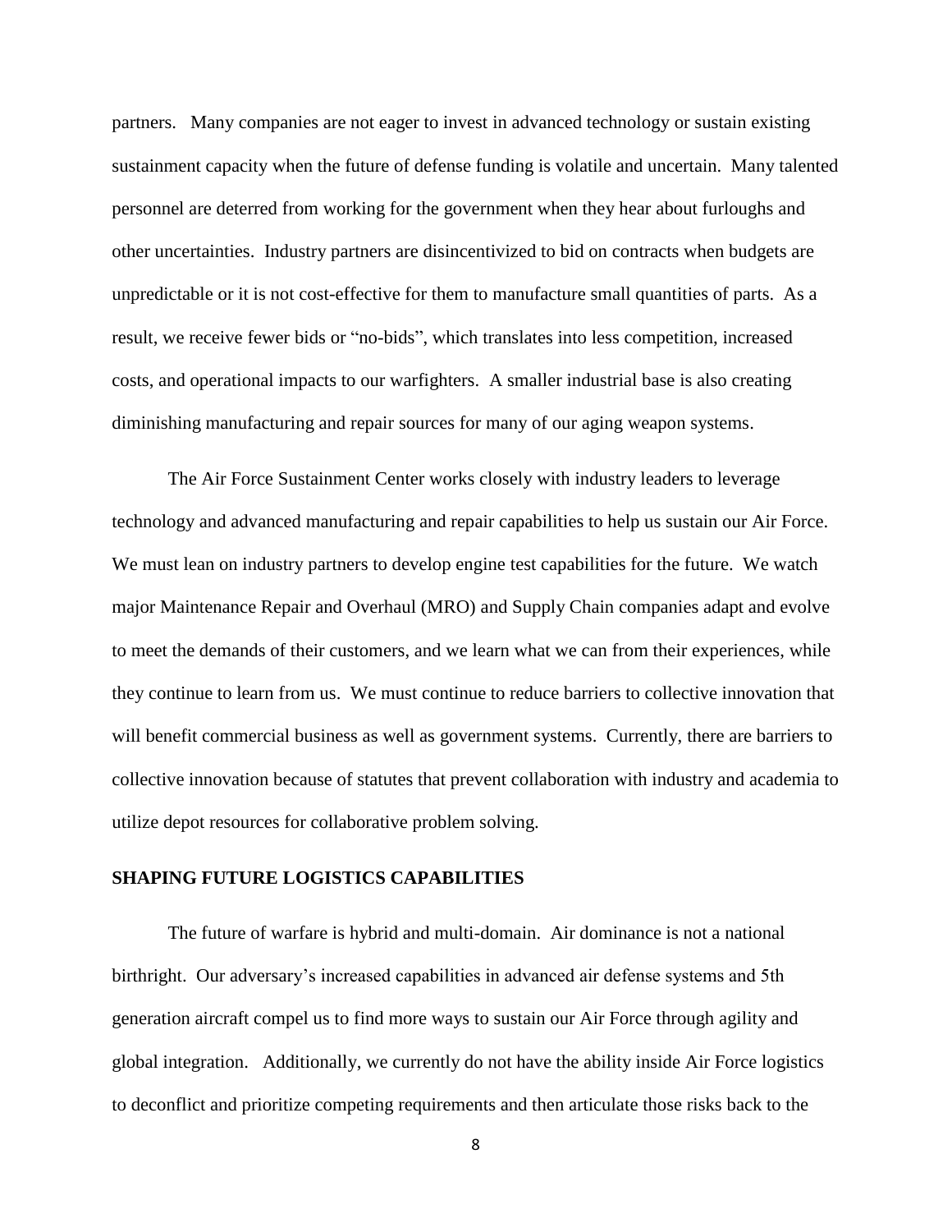partners. Many companies are not eager to invest in advanced technology or sustain existing sustainment capacity when the future of defense funding is volatile and uncertain. Many talented personnel are deterred from working for the government when they hear about furloughs and other uncertainties. Industry partners are disincentivized to bid on contracts when budgets are unpredictable or it is not cost-effective for them to manufacture small quantities of parts. As a result, we receive fewer bids or "no-bids", which translates into less competition, increased costs, and operational impacts to our warfighters. A smaller industrial base is also creating diminishing manufacturing and repair sources for many of our aging weapon systems.

The Air Force Sustainment Center works closely with industry leaders to leverage technology and advanced manufacturing and repair capabilities to help us sustain our Air Force. We must lean on industry partners to develop engine test capabilities for the future. We watch major Maintenance Repair and Overhaul (MRO) and Supply Chain companies adapt and evolve to meet the demands of their customers, and we learn what we can from their experiences, while they continue to learn from us. We must continue to reduce barriers to collective innovation that will benefit commercial business as well as government systems. Currently, there are barriers to collective innovation because of statutes that prevent collaboration with industry and academia to utilize depot resources for collaborative problem solving.

## SHAPING FUTURE LOGISTICS CAPABILITIES

The future of warfare is hybrid and multi-domain. Air dominance is not a national birthright. Our adversary's increased capabilities in advanced air defense systems and 5th generation aircraft compel us to find more ways to sustain our Air Force through agility and global integration. Additionally, we currently do not have the ability inside Air Force logistics to deconflict and prioritize competing requirements and then articulate those risks back to the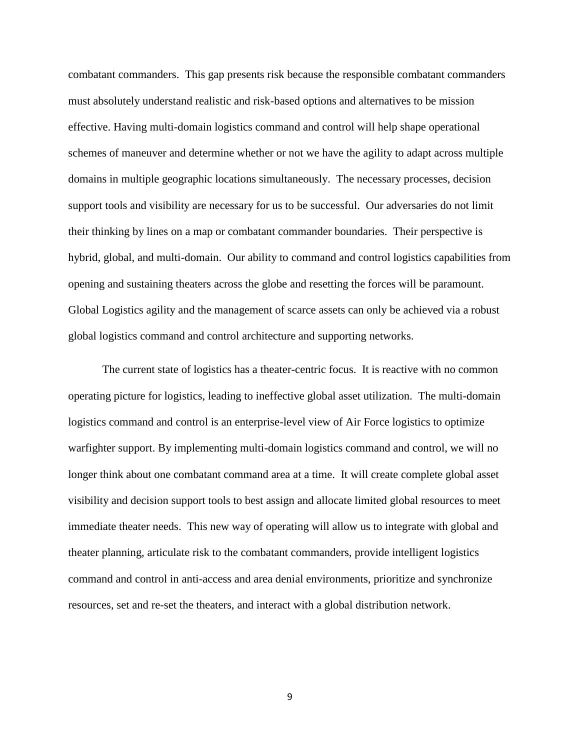combatant commanders. This gap presents risk because the responsible combatant commanders must absolutely understand realistic and risk-based options and alternatives to be mission effective. Having multi-domain logistics command and control will help shape operational schemes of maneuver and determine whether or not we have the agility to adapt across multiple domains in multiple geographic locations simultaneously. The necessary processes, decision support tools and visibility are necessary for us to be successful. Our adversaries do not limit their thinking by lines on a map or combatant commander boundaries. Their perspective is hybrid, global, and multi-domain. Our ability to command and control logistics capabilities from opening and sustaining theaters across the globe and resetting the forces will be paramount. Global Logistics agility and the management of scarce assets can only be achieved via a robust global logistics command and control architecture and supporting networks.

The current state of logistics has a theater-centric focus. It is reactive with no common operating picture for logistics, leading to ineffective global asset utilization. The multi-domain logistics command and control is an enterprise-level view of Air Force logistics to optimize warfighter support. By implementing multi-domain logistics command and control, we will no longer think about one combatant command area at a time. It will create complete global asset visibility and decision support tools to best assign and allocate limited global resources to meet immediate theater needs. This new way of operating will allow us to integrate with global and theater planning, articulate risk to the combatant commanders, provide intelligent logistics command and control in anti-access and area denial environments, prioritize and synchronize resources, set and re-set the theaters, and interact with a global distribution network.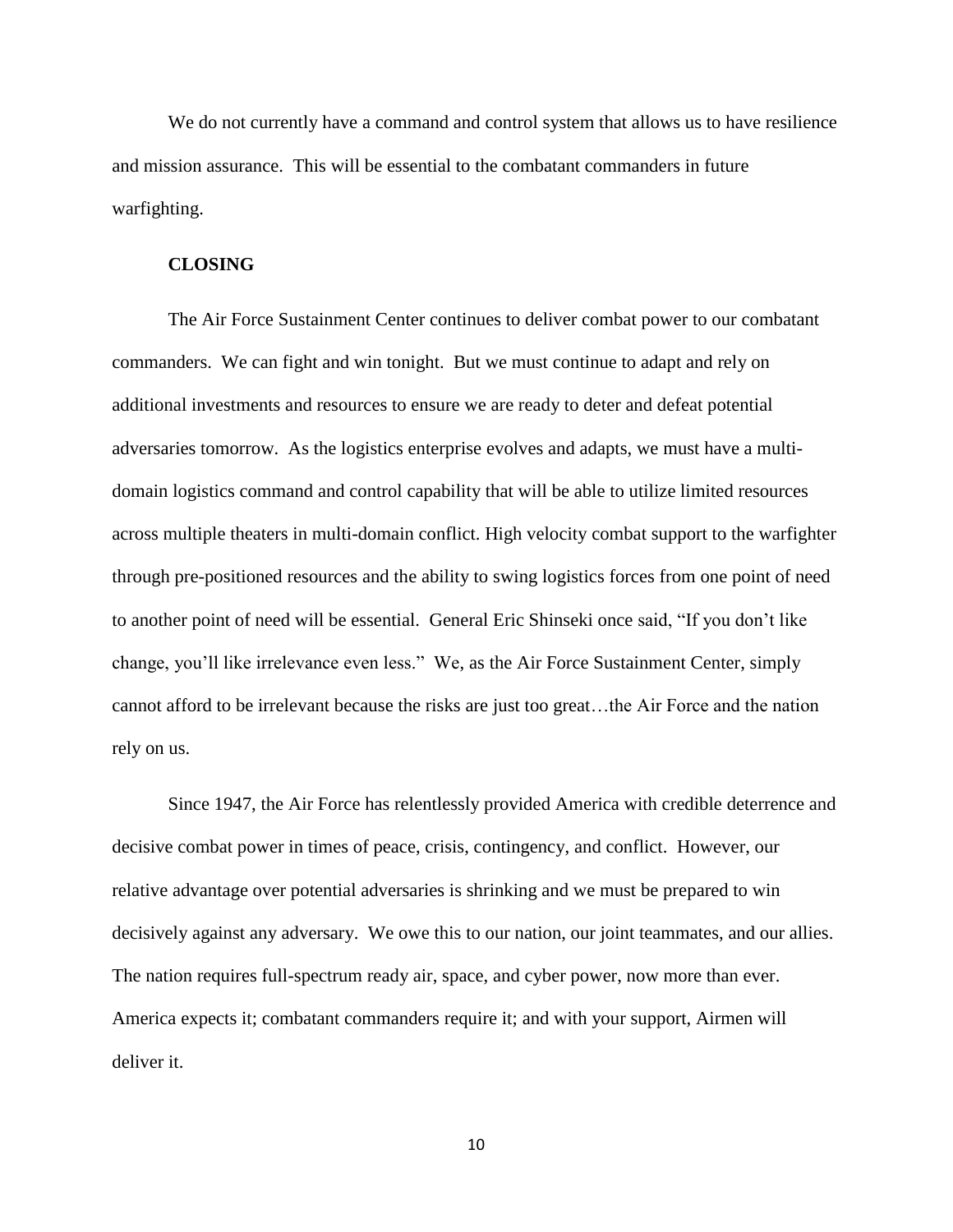We do not currently have a command and control system that allows us to have resilience and mission assurance. This will be essential to the combatant commanders in future warfighting.

**CLOSING**

The Air Force Sustainment Center continues to deliver combat power to our combatant commanders. We can fight and win tonight. But we must continue to adapt and rely on additional investments and resources to ensure we are ready to deter and defeat potential adversaries tomorrow. As the logistics enterprise evolves and adapts, we must have a multi-domain logistics command and control capability that will be able to utilize limited resources across multiple theaters in multi-domain conflict. High velocity combat support to the warfighter through pre-positioned resources and the ability to swing logistics forces from one point of need to another point of need will be essential. General Eric Shinseki once said, "If you don't like change, you'll like irrelevance even less." We, as the Air Force Sustainment Center, simply cannot afford to be irrelevant because the risks are just too great…the Air Force and the nation rely on us.

Since 1947, the Air Force has relentlessly provided America with credible deterrence and decisive combat power in times of peace, crisis, contingency, and conflict. However, our relative advantage over potential adversaries is shrinking and we must be prepared to win decisively against any adversary. We owe this to our nation, our joint teammates, and our allies. The nation requires full-spectrum ready air, space, and cyber power, now more than ever. America expects it; combatant commanders require it; and with your support, Airmen will deliver it.